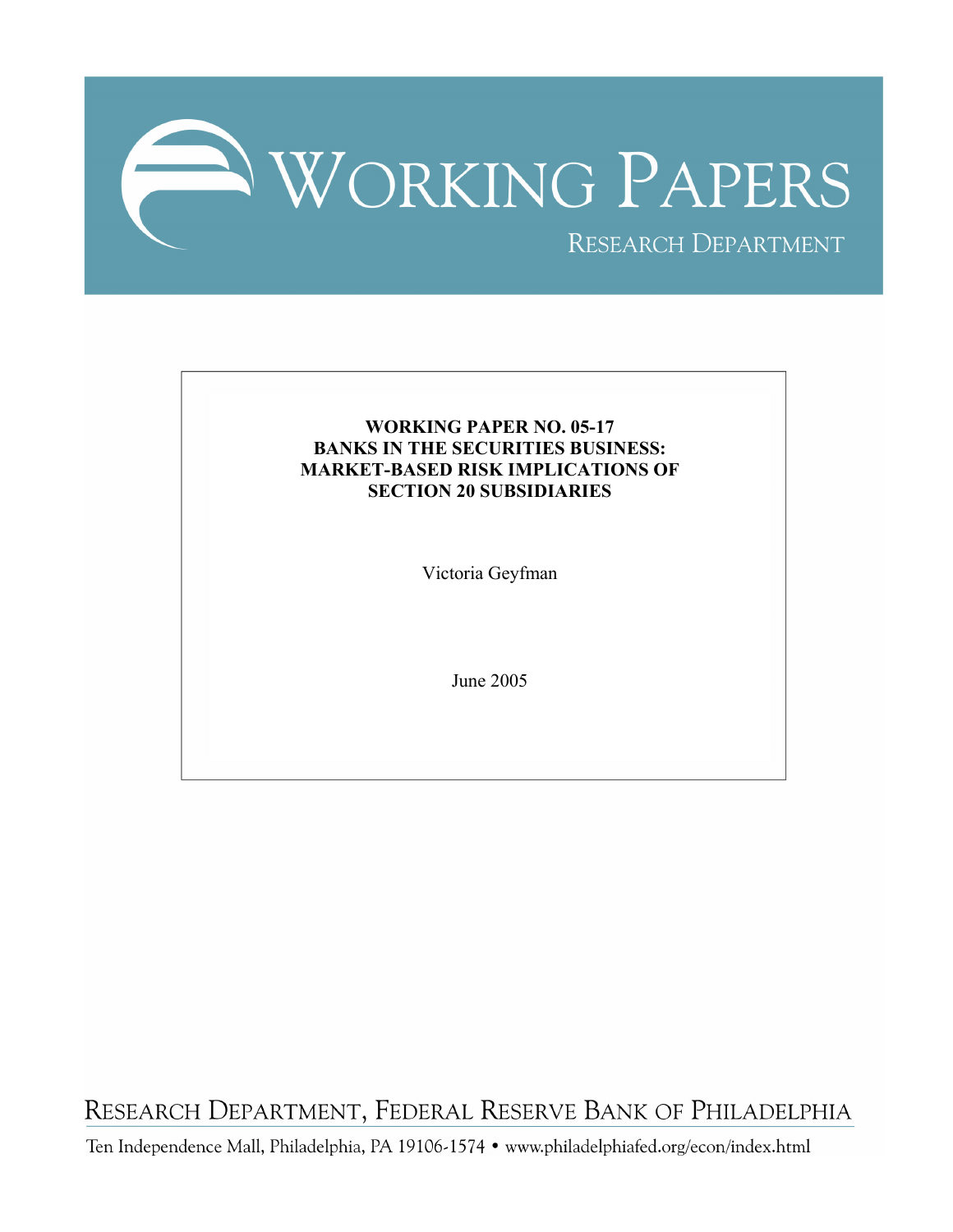# WORKING PAPERS

RESEARCH DEPARTMENT

**WORKING PAPER NO. 05-17**
**BANKS IN THE SECURITIES BUSINESS:**
**MARKET-BASED RISK IMPLICATIONS OF**
**SECTION 20 SUBSIDIARIES**

Victoria Geyfman

June 2005

RESEARCH DEPARTMENT, FEDERAL RESERVE BANK OF PHILADELPHIA

Ten Independence Mall, Philadelphia, PA 19106-1574 • www.philadelphiafed.org/econ/index.html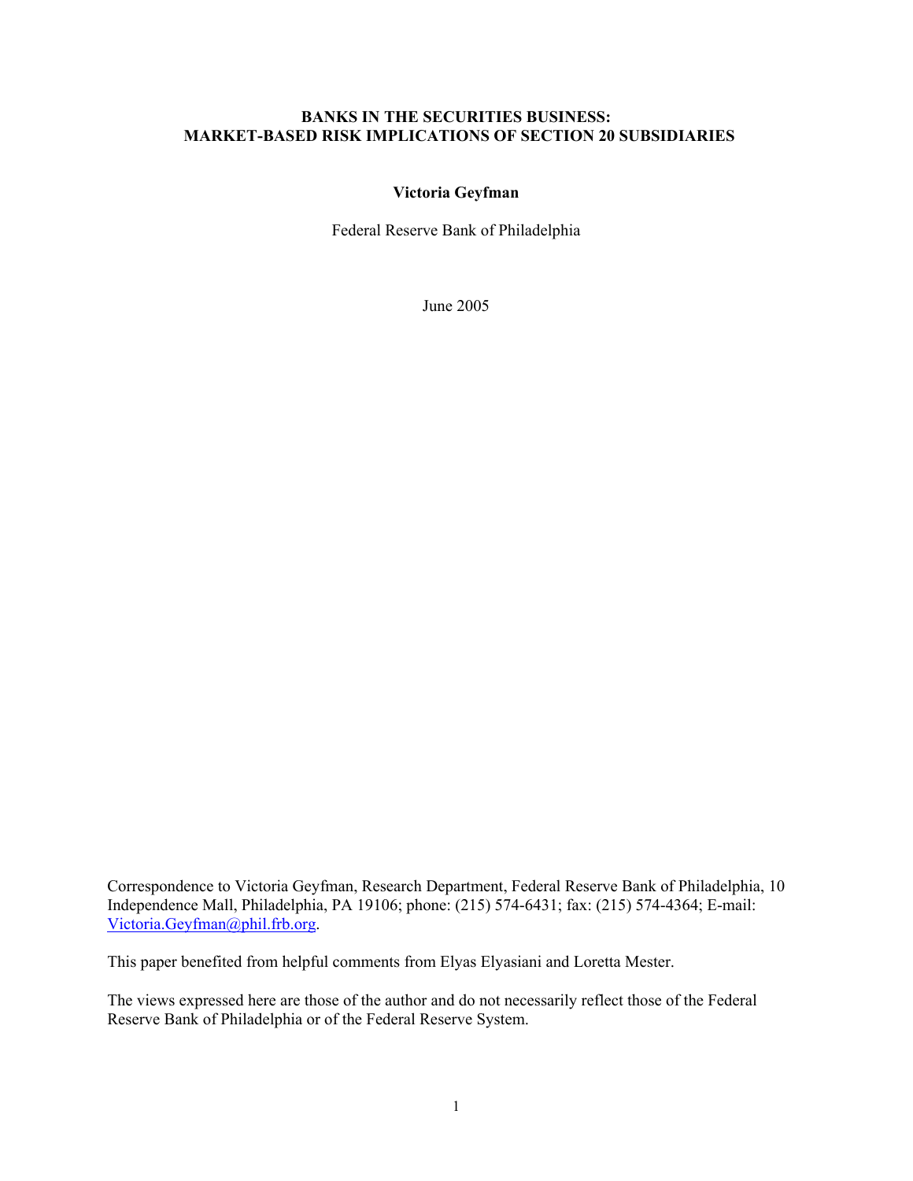# BANKS IN THE SECURITIES BUSINESS:
# MARKET-BASED RISK IMPLICATIONS OF SECTION 20 SUBSIDIARIES

**Victoria Geyfman**

Federal Reserve Bank of Philadelphia

June 2005

Correspondence to Victoria Geyfman, Research Department, Federal Reserve Bank of Philadelphia, 10 Independence Mall, Philadelphia, PA 19106; phone: (215) 574-6431; fax: (215) 574-4364; E-mail: Victoria.Geyfman@phil.frb.org.

This paper benefited from helpful comments from Elyas Elyasiani and Loretta Mester.

The views expressed here are those of the author and do not necessarily reflect those of the Federal Reserve Bank of Philadelphia or of the Federal Reserve System.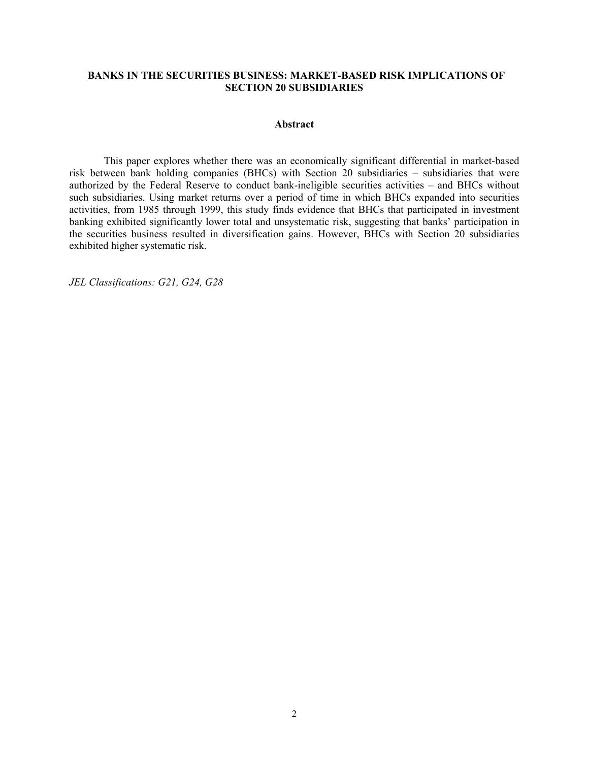**BANKS IN THE SECURITIES BUSINESS: MARKET-BASED RISK IMPLICATIONS OF SECTION 20 SUBSIDIARIES**

**Abstract**

This paper explores whether there was an economically significant differential in market-based risk between bank holding companies (BHCs) with Section 20 subsidiaries – subsidiaries that were authorized by the Federal Reserve to conduct bank-ineligible securities activities – and BHCs without such subsidiaries. Using market returns over a period of time in which BHCs expanded into securities activities, from 1985 through 1999, this study finds evidence that BHCs that participated in investment banking exhibited significantly lower total and unsystematic risk, suggesting that banks' participation in the securities business resulted in diversification gains. However, BHCs with Section 20 subsidiaries exhibited higher systematic risk.

*JEL Classifications: G21, G24, G28*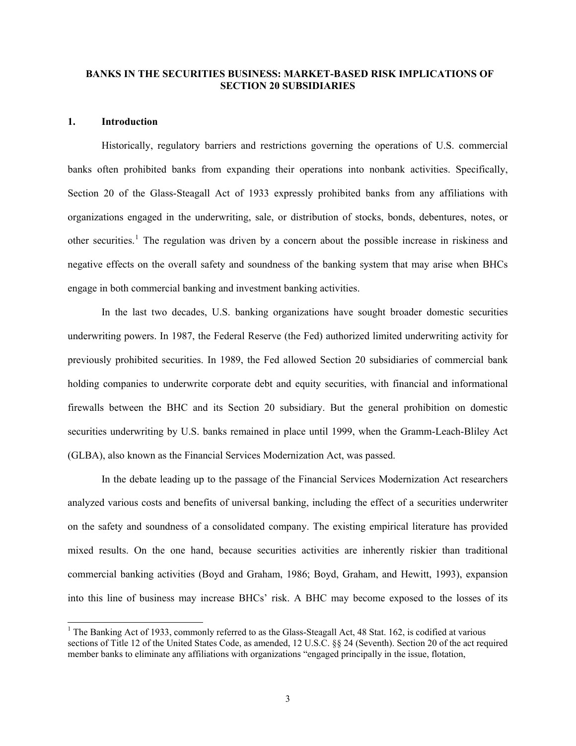**BANKS IN THE SECURITIES BUSINESS: MARKET-BASED RISK IMPLICATIONS OF SECTION 20 SUBSIDIARIES**

## 1. Introduction

Historically, regulatory barriers and restrictions governing the operations of U.S. commercial banks often prohibited banks from expanding their operations into nonbank activities. Specifically, Section 20 of the Glass-Steagall Act of 1933 expressly prohibited banks from any affiliations with organizations engaged in the underwriting, sale, or distribution of stocks, bonds, debentures, notes, or other securities.[1] The regulation was driven by a concern about the possible increase in riskiness and negative effects on the overall safety and soundness of the banking system that may arise when BHCs engage in both commercial banking and investment banking activities.

In the last two decades, U.S. banking organizations have sought broader domestic securities underwriting powers. In 1987, the Federal Reserve (the Fed) authorized limited underwriting activity for previously prohibited securities. In 1989, the Fed allowed Section 20 subsidiaries of commercial bank holding companies to underwrite corporate debt and equity securities, with financial and informational firewalls between the BHC and its Section 20 subsidiary. But the general prohibition on domestic securities underwriting by U.S. banks remained in place until 1999, when the Gramm-Leach-Bliley Act (GLBA), also known as the Financial Services Modernization Act, was passed.

In the debate leading up to the passage of the Financial Services Modernization Act researchers analyzed various costs and benefits of universal banking, including the effect of a securities underwriter on the safety and soundness of a consolidated company. The existing empirical literature has provided mixed results. On the one hand, because securities activities are inherently riskier than traditional commercial banking activities (Boyd and Graham, 1986; Boyd, Graham, and Hewitt, 1993), expansion into this line of business may increase BHCs' risk. A BHC may become exposed to the losses of its

---

[1] The Banking Act of 1933, commonly referred to as the Glass-Steagall Act, 48 Stat. 162, is codified at various sections of Title 12 of the United States Code, as amended, 12 U.S.C. §§ 24 (Seventh). Section 20 of the act required member banks to eliminate any affiliations with organizations "engaged principally in the issue, flotation,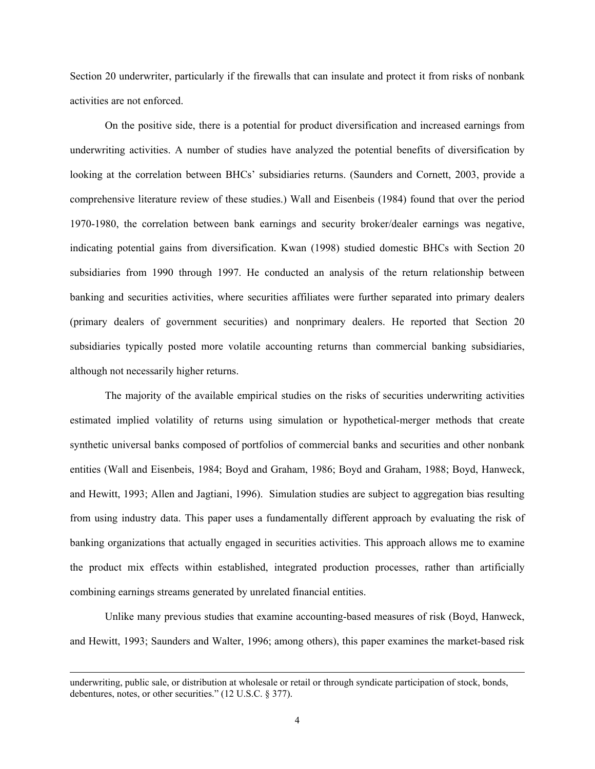Section 20 underwriter, particularly if the firewalls that can insulate and protect it from risks of nonbank activities are not enforced.

On the positive side, there is a potential for product diversification and increased earnings from underwriting activities. A number of studies have analyzed the potential benefits of diversification by looking at the correlation between BHCs' subsidiaries returns. (Saunders and Cornett, 2003, provide a comprehensive literature review of these studies.) Wall and Eisenbeis (1984) found that over the period 1970-1980, the correlation between bank earnings and security broker/dealer earnings was negative, indicating potential gains from diversification. Kwan (1998) studied domestic BHCs with Section 20 subsidiaries from 1990 through 1997. He conducted an analysis of the return relationship between banking and securities activities, where securities affiliates were further separated into primary dealers (primary dealers of government securities) and nonprimary dealers. He reported that Section 20 subsidiaries typically posted more volatile accounting returns than commercial banking subsidiaries, although not necessarily higher returns.

The majority of the available empirical studies on the risks of securities underwriting activities estimated implied volatility of returns using simulation or hypothetical-merger methods that create synthetic universal banks composed of portfolios of commercial banks and securities and other nonbank entities (Wall and Eisenbeis, 1984; Boyd and Graham, 1986; Boyd and Graham, 1988; Boyd, Hanweck, and Hewitt, 1993; Allen and Jagtiani, 1996). Simulation studies are subject to aggregation bias resulting from using industry data. This paper uses a fundamentally different approach by evaluating the risk of banking organizations that actually engaged in securities activities. This approach allows me to examine the product mix effects within established, integrated production processes, rather than artificially combining earnings streams generated by unrelated financial entities.

Unlike many previous studies that examine accounting-based measures of risk (Boyd, Hanweck, and Hewitt, 1993; Saunders and Walter, 1996; among others), this paper examines the market-based risk

underwriting, public sale, or distribution at wholesale or retail or through syndicate participation of stock, bonds, debentures, notes, or other securities." (12 U.S.C. § 377).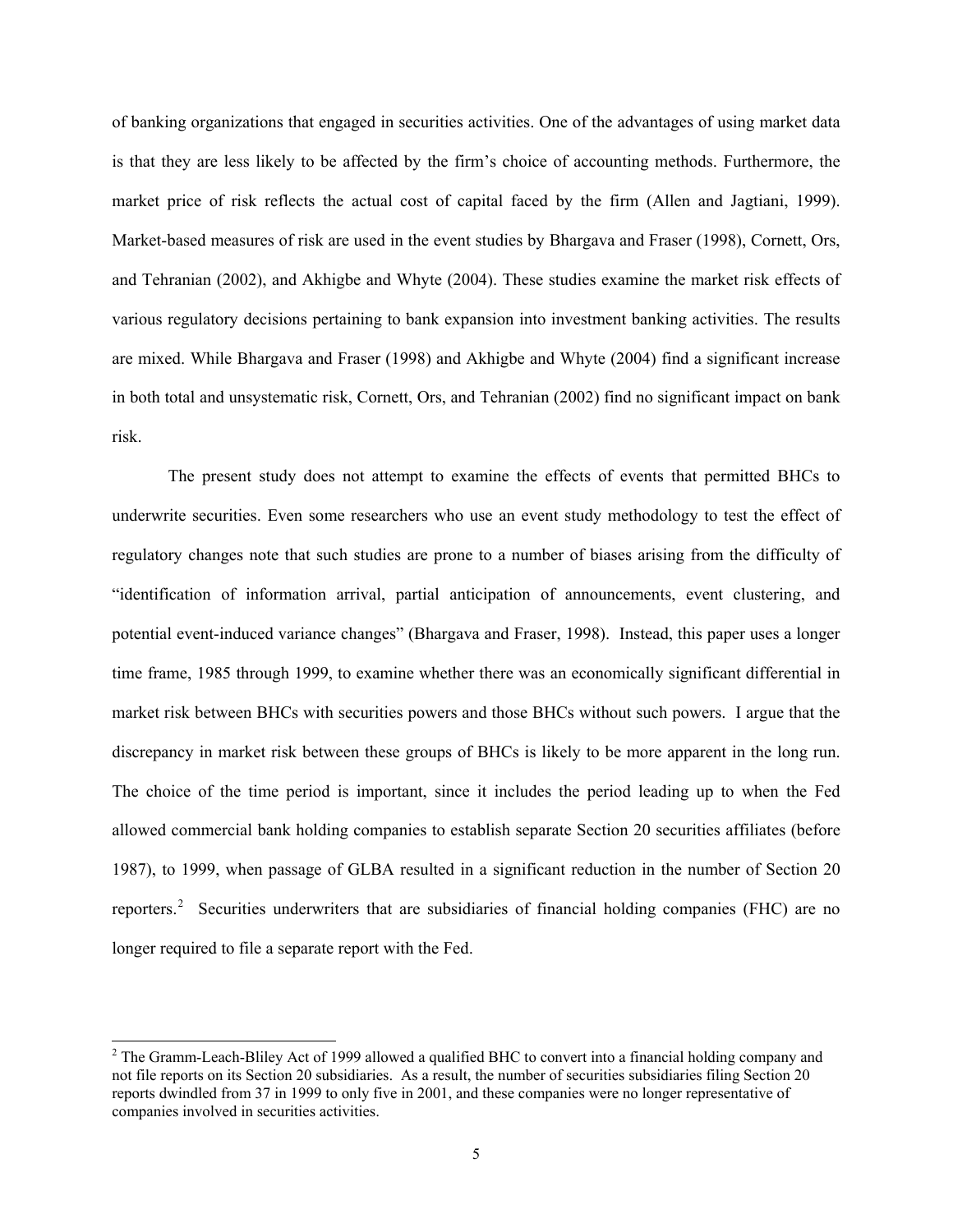of banking organizations that engaged in securities activities. One of the advantages of using market data is that they are less likely to be affected by the firm's choice of accounting methods. Furthermore, the market price of risk reflects the actual cost of capital faced by the firm (Allen and Jagtiani, 1999). Market-based measures of risk are used in the event studies by Bhargava and Fraser (1998), Cornett, Ors, and Tehranian (2002), and Akhigbe and Whyte (2004). These studies examine the market risk effects of various regulatory decisions pertaining to bank expansion into investment banking activities. The results are mixed. While Bhargava and Fraser (1998) and Akhigbe and Whyte (2004) find a significant increase in both total and unsystematic risk, Cornett, Ors, and Tehranian (2002) find no significant impact on bank risk.

The present study does not attempt to examine the effects of events that permitted BHCs to underwrite securities. Even some researchers who use an event study methodology to test the effect of regulatory changes note that such studies are prone to a number of biases arising from the difficulty of "identification of information arrival, partial anticipation of announcements, event clustering, and potential event-induced variance changes" (Bhargava and Fraser, 1998). Instead, this paper uses a longer time frame, 1985 through 1999, to examine whether there was an economically significant differential in market risk between BHCs with securities powers and those BHCs without such powers. I argue that the discrepancy in market risk between these groups of BHCs is likely to be more apparent in the long run. The choice of the time period is important, since it includes the period leading up to when the Fed allowed commercial bank holding companies to establish separate Section 20 securities affiliates (before 1987), to 1999, when passage of GLBA resulted in a significant reduction in the number of Section 20 reporters.[2] Securities underwriters that are subsidiaries of financial holding companies (FHC) are no longer required to file a separate report with the Fed.

[2] The Gramm-Leach-Bliley Act of 1999 allowed a qualified BHC to convert into a financial holding company and not file reports on its Section 20 subsidiaries. As a result, the number of securities subsidiaries filing Section 20 reports dwindled from 37 in 1999 to only five in 2001, and these companies were no longer representative of companies involved in securities activities.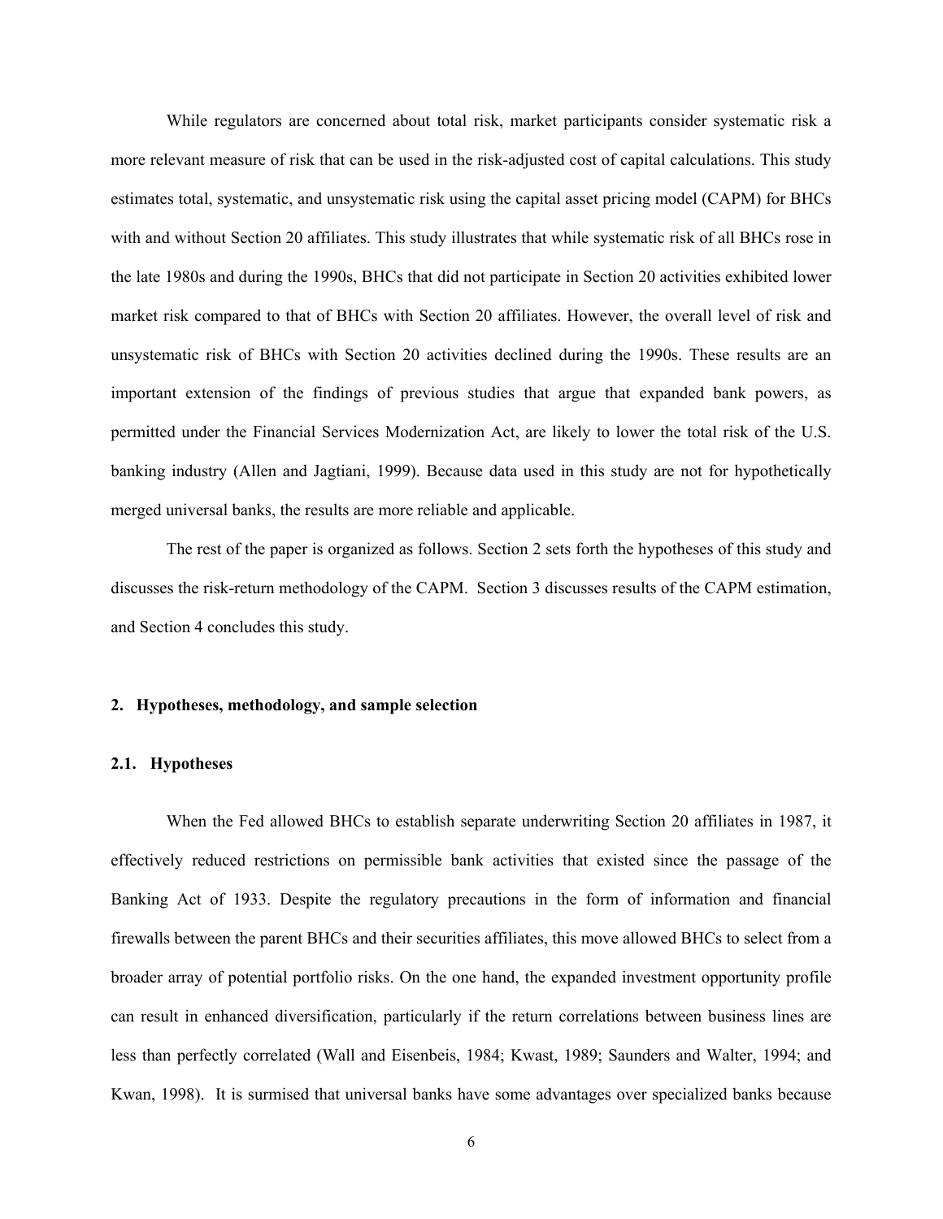While regulators are concerned about total risk, market participants consider systematic risk a more relevant measure of risk that can be used in the risk-adjusted cost of capital calculations. This study estimates total, systematic, and unsystematic risk using the capital asset pricing model (CAPM) for BHCs with and without Section 20 affiliates. This study illustrates that while systematic risk of all BHCs rose in the late 1980s and during the 1990s, BHCs that did not participate in Section 20 activities exhibited lower market risk compared to that of BHCs with Section 20 affiliates. However, the overall level of risk and unsystematic risk of BHCs with Section 20 activities declined during the 1990s. These results are an important extension of the findings of previous studies that argue that expanded bank powers, as permitted under the Financial Services Modernization Act, are likely to lower the total risk of the U.S. banking industry (Allen and Jagtiani, 1999). Because data used in this study are not for hypothetically merged universal banks, the results are more reliable and applicable.

The rest of the paper is organized as follows. Section 2 sets forth the hypotheses of this study and discusses the risk-return methodology of the CAPM. Section 3 discusses results of the CAPM estimation, and Section 4 concludes this study.

## 2. Hypotheses, methodology, and sample selection

### 2.1. Hypotheses

When the Fed allowed BHCs to establish separate underwriting Section 20 affiliates in 1987, it effectively reduced restrictions on permissible bank activities that existed since the passage of the Banking Act of 1933. Despite the regulatory precautions in the form of information and financial firewalls between the parent BHCs and their securities affiliates, this move allowed BHCs to select from a broader array of potential portfolio risks. On the one hand, the expanded investment opportunity profile can result in enhanced diversification, particularly if the return correlations between business lines are less than perfectly correlated (Wall and Eisenbeis, 1984; Kwast, 1989; Saunders and Walter, 1994; and Kwan, 1998). It is surmised that universal banks have some advantages over specialized banks because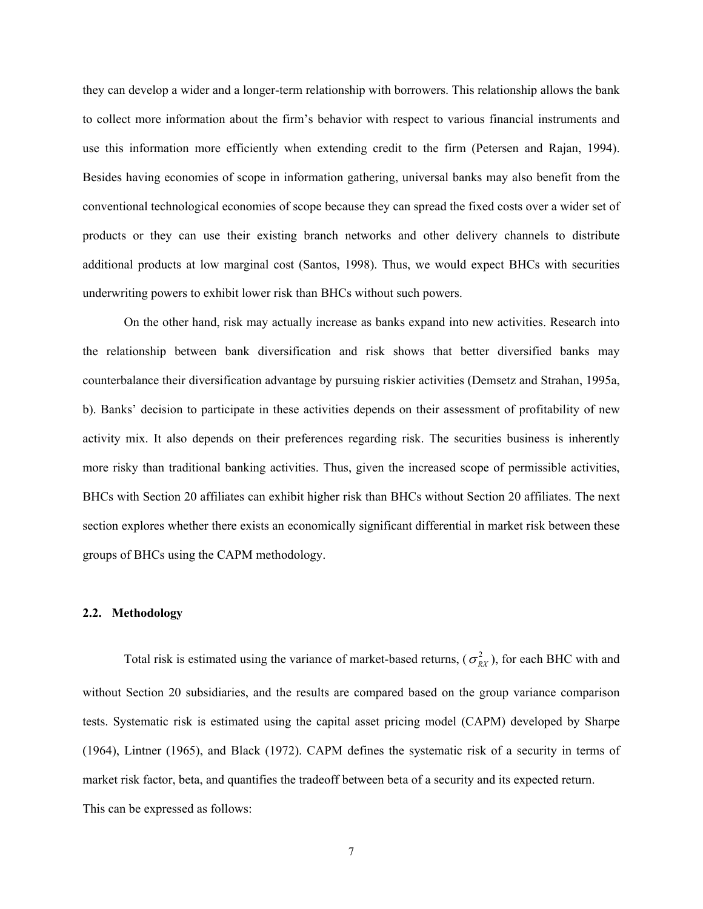they can develop a wider and a longer-term relationship with borrowers. This relationship allows the bank to collect more information about the firm's behavior with respect to various financial instruments and use this information more efficiently when extending credit to the firm (Petersen and Rajan, 1994). Besides having economies of scope in information gathering, universal banks may also benefit from the conventional technological economies of scope because they can spread the fixed costs over a wider set of products or they can use their existing branch networks and other delivery channels to distribute additional products at low marginal cost (Santos, 1998). Thus, we would expect BHCs with securities underwriting powers to exhibit lower risk than BHCs without such powers.

On the other hand, risk may actually increase as banks expand into new activities. Research into the relationship between bank diversification and risk shows that better diversified banks may counterbalance their diversification advantage by pursuing riskier activities (Demsetz and Strahan, 1995a, b). Banks' decision to participate in these activities depends on their assessment of profitability of new activity mix. It also depends on their preferences regarding risk. The securities business is inherently more risky than traditional banking activities. Thus, given the increased scope of permissible activities, BHCs with Section 20 affiliates can exhibit higher risk than BHCs without Section 20 affiliates. The next section explores whether there exists an economically significant differential in market risk between these groups of BHCs using the CAPM methodology.

### 2.2. Methodology

Total risk is estimated using the variance of market-based returns, ($\sigma^2_{RX}$), for each BHC with and without Section 20 subsidiaries, and the results are compared based on the group variance comparison tests. Systematic risk is estimated using the capital asset pricing model (CAPM) developed by Sharpe (1964), Lintner (1965), and Black (1972). CAPM defines the systematic risk of a security in terms of market risk factor, beta, and quantifies the tradeoff between beta of a security and its expected return. This can be expressed as follows: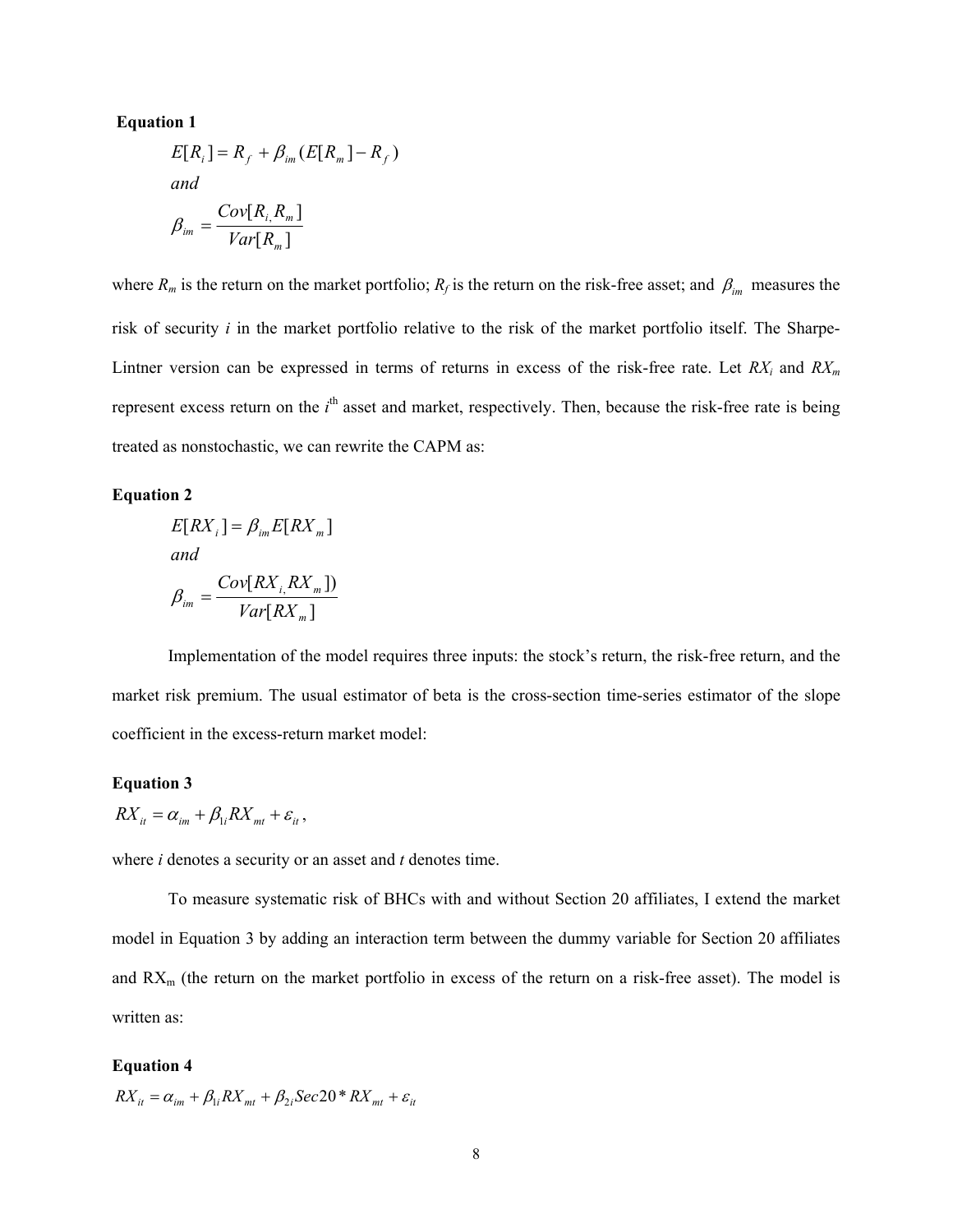**Equation 1**

$$E[R_i] = R_f + \beta_{im}(E[R_m] - R_f)$$
$$and$$
$$\beta_{im} = \frac{Cov[R_i, R_m]}{Var[R_m]}$$

where $R_m$ is the return on the market portfolio; $R_f$ is the return on the risk-free asset; and $\beta_{im}$ measures the risk of security *i* in the market portfolio relative to the risk of the market portfolio itself. The Sharpe-Lintner version can be expressed in terms of returns in excess of the risk-free rate. Let $RX_i$ and $RX_m$ represent excess return on the $i^{th}$ asset and market, respectively. Then, because the risk-free rate is being treated as nonstochastic, we can rewrite the CAPM as:

**Equation 2**

$$E[RX_i] = \beta_{im} E[RX_m]$$
$$and$$
$$\beta_{im} = \frac{Cov[RX_i, RX_m])}{Var[RX_m]}$$

Implementation of the model requires three inputs: the stock's return, the risk-free return, and the market risk premium. The usual estimator of beta is the cross-section time-series estimator of the slope coefficient in the excess-return market model:

**Equation 3**

$$RX_{it} = \alpha_{im} + \beta_{1i} RX_{mt} + \varepsilon_{it},$$

where *i* denotes a security or an asset and *t* denotes time.

To measure systematic risk of BHCs with and without Section 20 affiliates, I extend the market model in Equation 3 by adding an interaction term between the dummy variable for Section 20 affiliates and $RX_m$ (the return on the market portfolio in excess of the return on a risk-free asset). The model is written as:

**Equation 4**

$$RX_{it} = \alpha_{im} + \beta_{1i} RX_{mt} + \beta_{2i} Sec20 * RX_{mt} + \varepsilon_{it}$$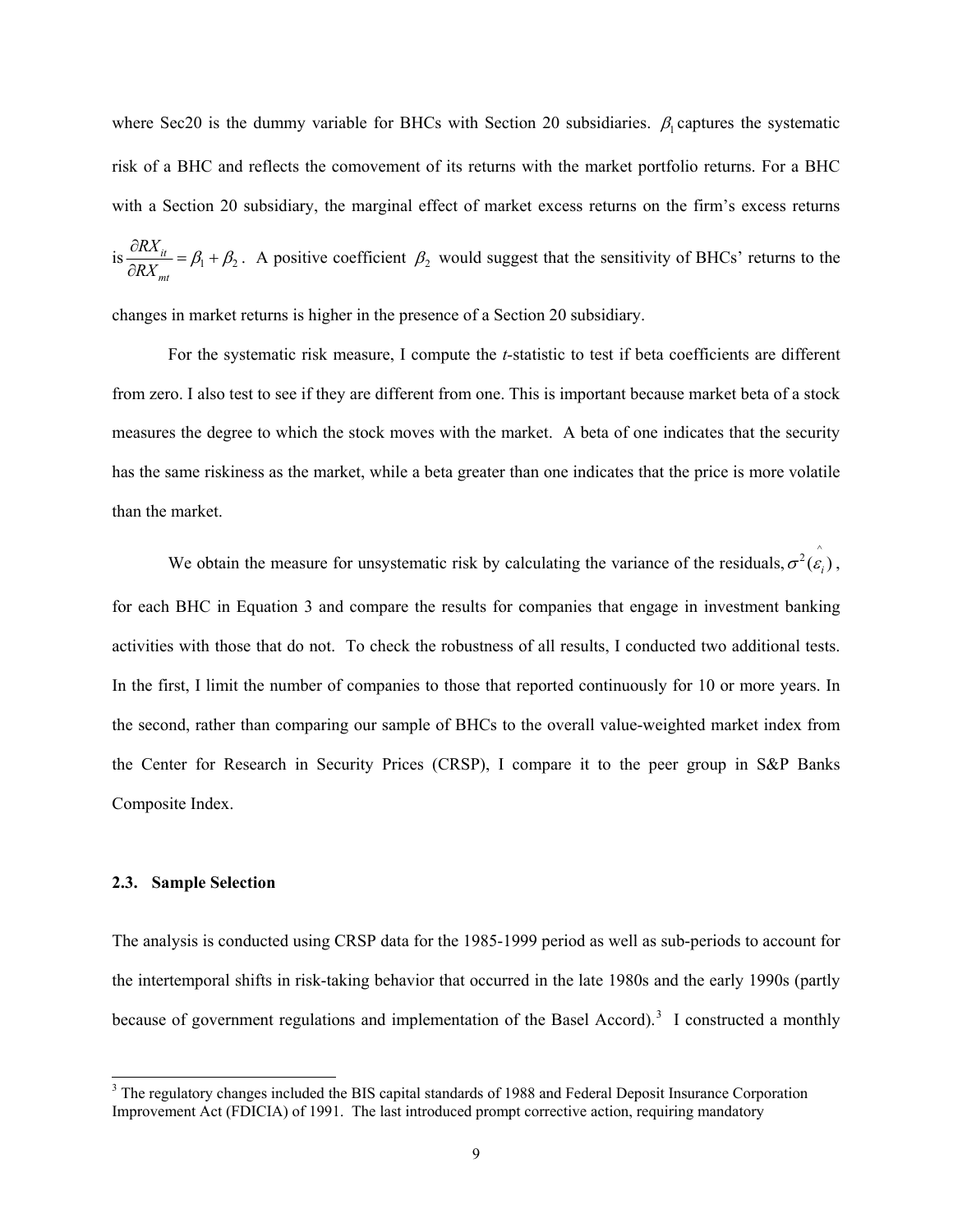where Sec20 is the dummy variable for BHCs with Section 20 subsidiaries. $\beta_1$ captures the systematic risk of a BHC and reflects the comovement of its returns with the market portfolio returns. For a BHC with a Section 20 subsidiary, the marginal effect of market excess returns on the firm's excess returns is $\frac{\partial RX_{it}}{\partial RX_{mt}} = \beta_1 + \beta_2$. A positive coefficient $\beta_2$ would suggest that the sensitivity of BHCs' returns to the changes in market returns is higher in the presence of a Section 20 subsidiary.

For the systematic risk measure, I compute the *t*-statistic to test if beta coefficients are different from zero. I also test to see if they are different from one. This is important because market beta of a stock measures the degree to which the stock moves with the market. A beta of one indicates that the security has the same riskiness as the market, while a beta greater than one indicates that the price is more volatile than the market.

We obtain the measure for unsystematic risk by calculating the variance of the residuals, $\sigma^2(\hat{\varepsilon}_i)$, for each BHC in Equation 3 and compare the results for companies that engage in investment banking activities with those that do not. To check the robustness of all results, I conducted two additional tests. In the first, I limit the number of companies to those that reported continuously for 10 or more years. In the second, rather than comparing our sample of BHCs to the overall value-weighted market index from the Center for Research in Security Prices (CRSP), I compare it to the peer group in S&P Banks Composite Index.

### 2.3. Sample Selection

The analysis is conducted using CRSP data for the 1985-1999 period as well as sub-periods to account for the intertemporal shifts in risk-taking behavior that occurred in the late 1980s and the early 1990s (partly because of government regulations and implementation of the Basel Accord).[3] I constructed a monthly

[3] The regulatory changes included the BIS capital standards of 1988 and Federal Deposit Insurance Corporation Improvement Act (FDICIA) of 1991. The last introduced prompt corrective action, requiring mandatory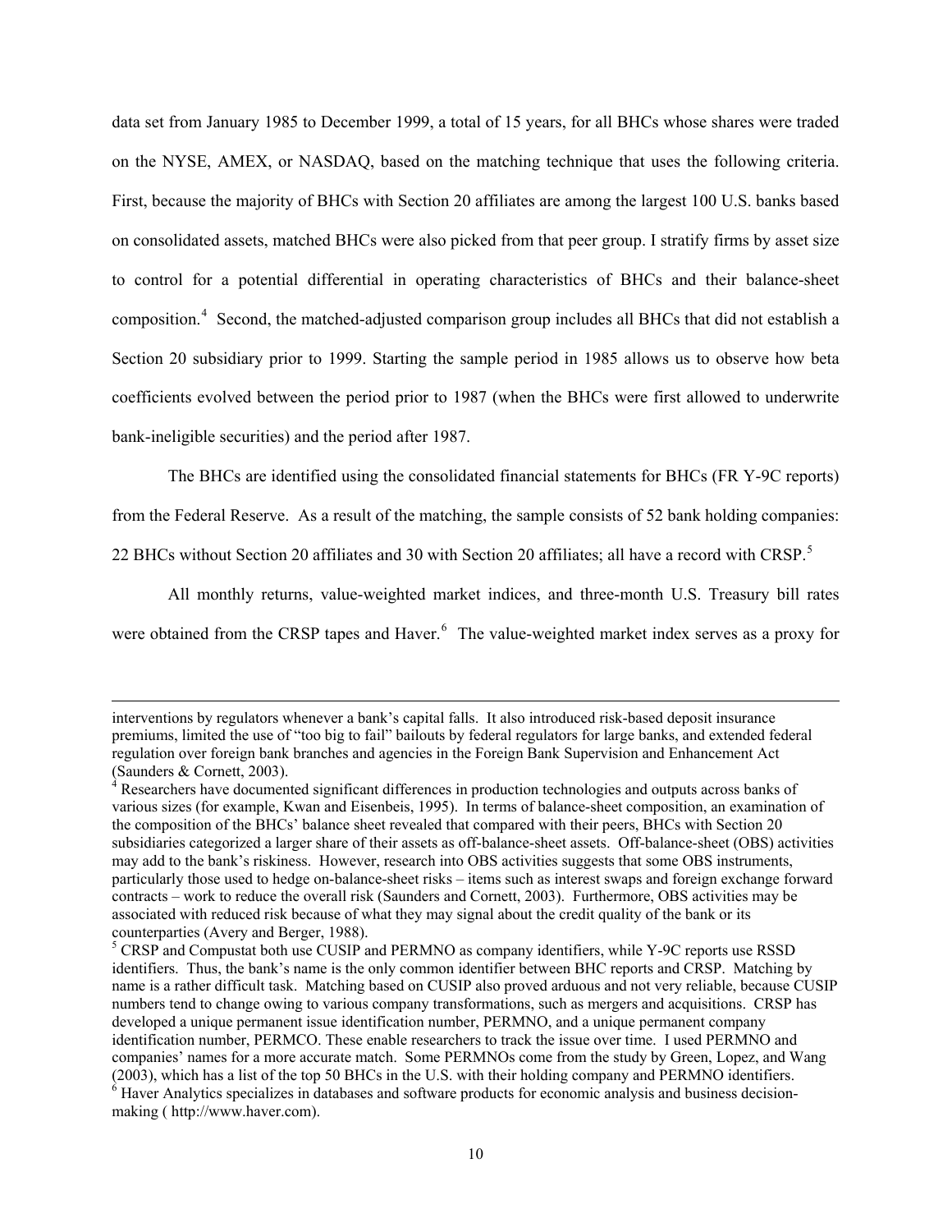data set from January 1985 to December 1999, a total of 15 years, for all BHCs whose shares were traded on the NYSE, AMEX, or NASDAQ, based on the matching technique that uses the following criteria. First, because the majority of BHCs with Section 20 affiliates are among the largest 100 U.S. banks based on consolidated assets, matched BHCs were also picked from that peer group. I stratify firms by asset size to control for a potential differential in operating characteristics of BHCs and their balance-sheet composition.[4] Second, the matched-adjusted comparison group includes all BHCs that did not establish a Section 20 subsidiary prior to 1999. Starting the sample period in 1985 allows us to observe how beta coefficients evolved between the period prior to 1987 (when the BHCs were first allowed to underwrite bank-ineligible securities) and the period after 1987.

The BHCs are identified using the consolidated financial statements for BHCs (FR Y-9C reports) from the Federal Reserve. As a result of the matching, the sample consists of 52 bank holding companies: 22 BHCs without Section 20 affiliates and 30 with Section 20 affiliates; all have a record with CRSP.[5]

All monthly returns, value-weighted market indices, and three-month U.S. Treasury bill rates were obtained from the CRSP tapes and Haver.[6] The value-weighted market index serves as a proxy for

---

interventions by regulators whenever a bank's capital falls. It also introduced risk-based deposit insurance premiums, limited the use of "too big to fail" bailouts by federal regulators for large banks, and extended federal regulation over foreign bank branches and agencies in the Foreign Bank Supervision and Enhancement Act (Saunders & Cornett, 2003).

[4] Researchers have documented significant differences in production technologies and outputs across banks of various sizes (for example, Kwan and Eisenbeis, 1995). In terms of balance-sheet composition, an examination of the composition of the BHCs' balance sheet revealed that compared with their peers, BHCs with Section 20 subsidiaries categorized a larger share of their assets as off-balance-sheet assets. Off-balance-sheet (OBS) activities may add to the bank's riskiness. However, research into OBS activities suggests that some OBS instruments, particularly those used to hedge on-balance-sheet risks – items such as interest swaps and foreign exchange forward contracts – work to reduce the overall risk (Saunders and Cornett, 2003). Furthermore, OBS activities may be associated with reduced risk because of what they may signal about the credit quality of the bank or its counterparties (Avery and Berger, 1988).

[5] CRSP and Compustat both use CUSIP and PERMNO as company identifiers, while Y-9C reports use RSSD identifiers. Thus, the bank's name is the only common identifier between BHC reports and CRSP. Matching by name is a rather difficult task. Matching based on CUSIP also proved arduous and not very reliable, because CUSIP numbers tend to change owing to various company transformations, such as mergers and acquisitions. CRSP has developed a unique permanent issue identification number, PERMNO, and a unique permanent company identification number, PERMCO. These enable researchers to track the issue over time. I used PERMNO and companies' names for a more accurate match. Some PERMNOs come from the study by Green, Lopez, and Wang (2003), which has a list of the top 50 BHCs in the U.S. with their holding company and PERMNO identifiers.

[6] Haver Analytics specializes in databases and software products for economic analysis and business decision-making ( http://www.haver.com).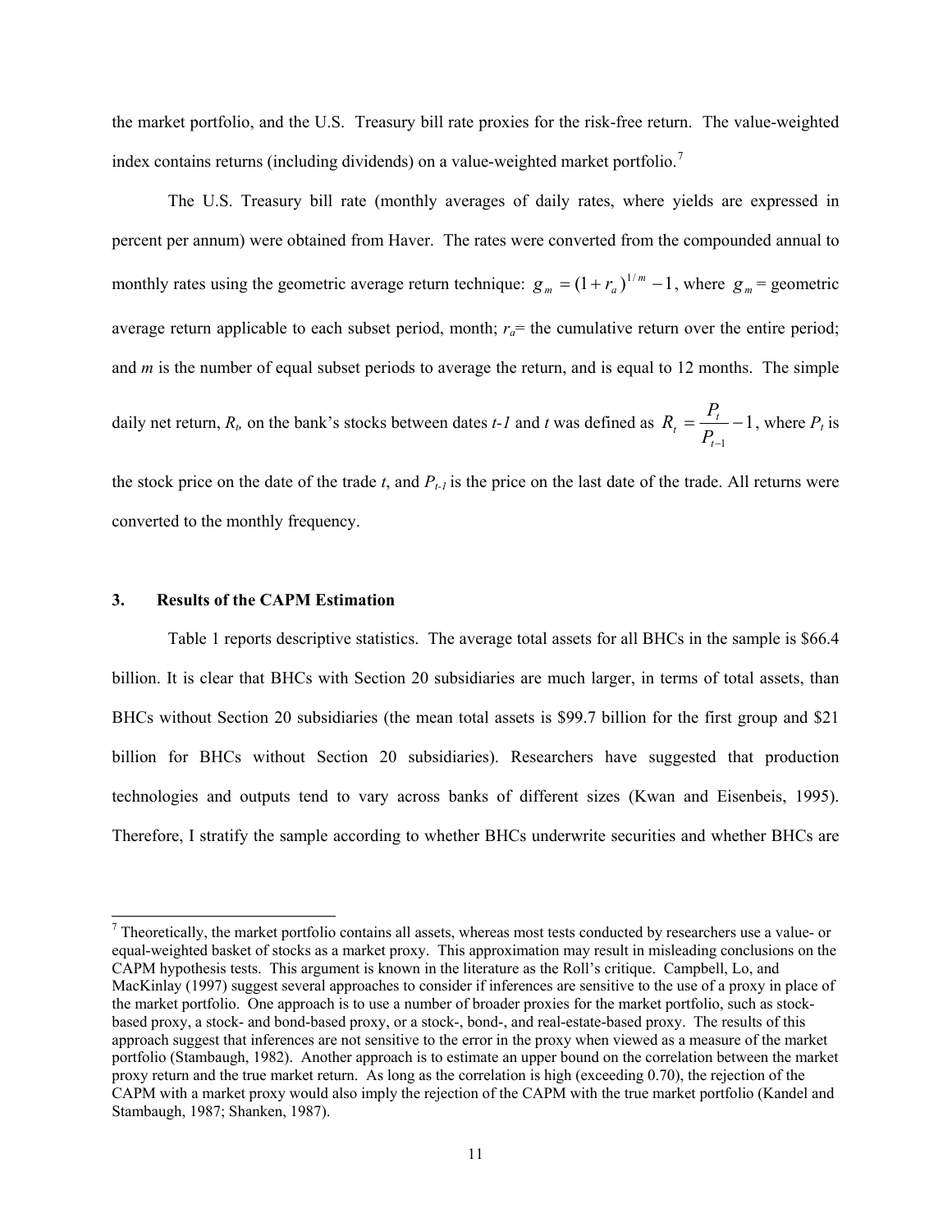the market portfolio, and the U.S. Treasury bill rate proxies for the risk-free return. The value-weighted index contains returns (including dividends) on a value-weighted market portfolio.[7]

The U.S. Treasury bill rate (monthly averages of daily rates, where yields are expressed in percent per annum) were obtained from Haver. The rates were converted from the compounded annual to monthly rates using the geometric average return technique: $g_m = (1 + r_a)^{1/m} - 1$, where $g_m$ = geometric average return applicable to each subset period, month; $r_a$= the cumulative return over the entire period; and $m$ is the number of equal subset periods to average the return, and is equal to 12 months. The simple daily net return, $R_t$, on the bank's stocks between dates $t$-$1$ and $t$ was defined as $R_t = \frac{P_t}{P_{t-1}} - 1$, where $P_t$ is the stock price on the date of the trade $t$, and $P_{t-1}$ is the price on the last date of the trade. All returns were converted to the monthly frequency.

### 3. Results of the CAPM Estimation

Table 1 reports descriptive statistics. The average total assets for all BHCs in the sample is $66.4 billion. It is clear that BHCs with Section 20 subsidiaries are much larger, in terms of total assets, than BHCs without Section 20 subsidiaries (the mean total assets is $99.7 billion for the first group and $21 billion for BHCs without Section 20 subsidiaries). Researchers have suggested that production technologies and outputs tend to vary across banks of different sizes (Kwan and Eisenbeis, 1995). Therefore, I stratify the sample according to whether BHCs underwrite securities and whether BHCs are

---

[7] Theoretically, the market portfolio contains all assets, whereas most tests conducted by researchers use a value- or equal-weighted basket of stocks as a market proxy. This approximation may result in misleading conclusions on the CAPM hypothesis tests. This argument is known in the literature as the Roll's critique. Campbell, Lo, and MacKinlay (1997) suggest several approaches to consider if inferences are sensitive to the use of a proxy in place of the market portfolio. One approach is to use a number of broader proxies for the market portfolio, such as stock-based proxy, a stock- and bond-based proxy, or a stock-, bond-, and real-estate-based proxy. The results of this approach suggest that inferences are not sensitive to the error in the proxy when viewed as a measure of the market portfolio (Stambaugh, 1982). Another approach is to estimate an upper bound on the correlation between the market proxy return and the true market return. As long as the correlation is high (exceeding 0.70), the rejection of the CAPM with a market proxy would also imply the rejection of the CAPM with the true market portfolio (Kandel and Stambaugh, 1987; Shanken, 1987).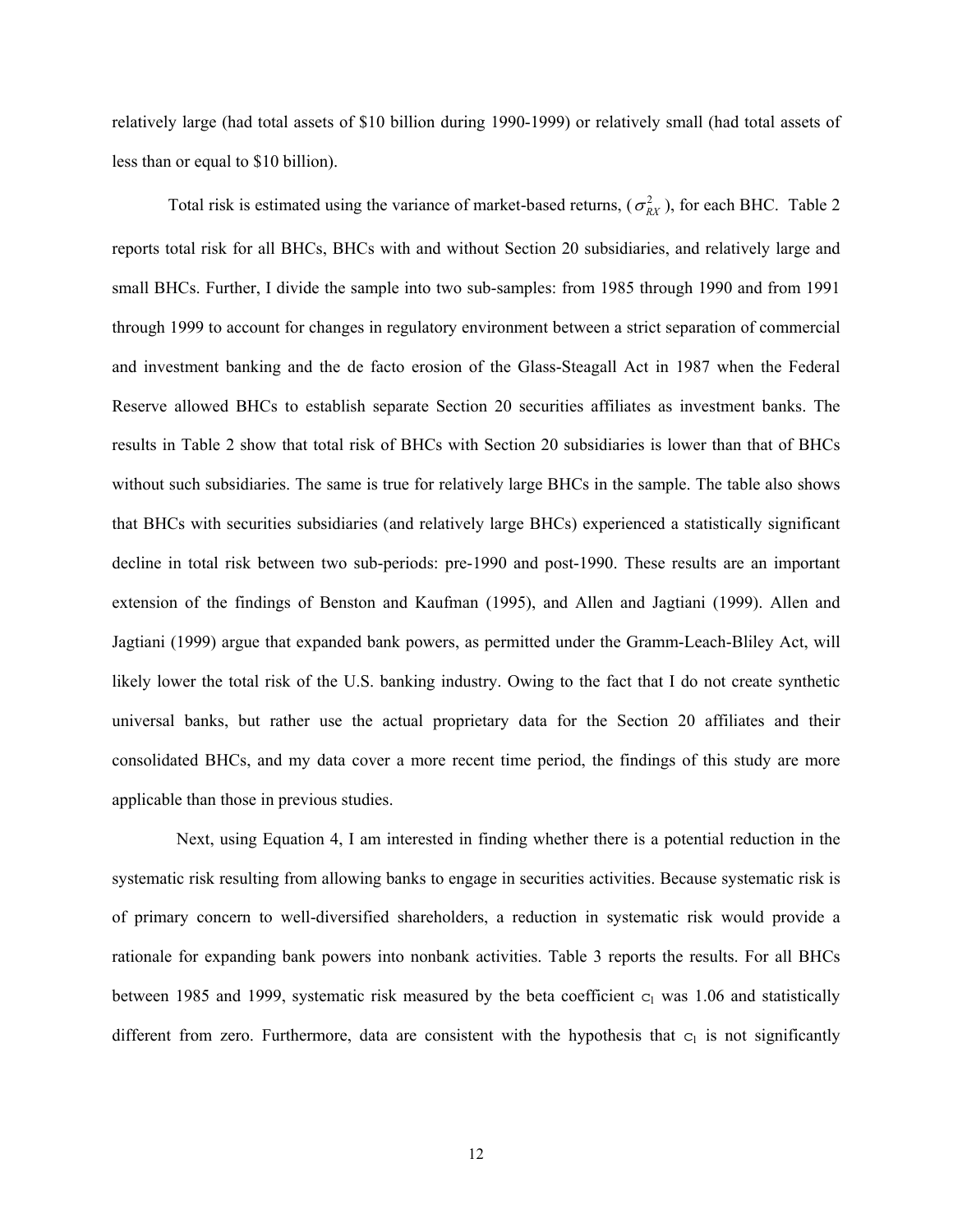relatively large (had total assets of \$10 billion during 1990-1999) or relatively small (had total assets of less than or equal to \$10 billion).

Total risk is estimated using the variance of market-based returns, ($\sigma^2_{RX}$), for each BHC. Table 2 reports total risk for all BHCs, BHCs with and without Section 20 subsidiaries, and relatively large and small BHCs. Further, I divide the sample into two sub-samples: from 1985 through 1990 and from 1991 through 1999 to account for changes in regulatory environment between a strict separation of commercial and investment banking and the de facto erosion of the Glass-Steagall Act in 1987 when the Federal Reserve allowed BHCs to establish separate Section 20 securities affiliates as investment banks. The results in Table 2 show that total risk of BHCs with Section 20 subsidiaries is lower than that of BHCs without such subsidiaries. The same is true for relatively large BHCs in the sample. The table also shows that BHCs with securities subsidiaries (and relatively large BHCs) experienced a statistically significant decline in total risk between two sub-periods: pre-1990 and post-1990. These results are an important extension of the findings of Benston and Kaufman (1995), and Allen and Jagtiani (1999). Allen and Jagtiani (1999) argue that expanded bank powers, as permitted under the Gramm-Leach-Bliley Act, will likely lower the total risk of the U.S. banking industry. Owing to the fact that I do not create synthetic universal banks, but rather use the actual proprietary data for the Section 20 affiliates and their consolidated BHCs, and my data cover a more recent time period, the findings of this study are more applicable than those in previous studies.

Next, using Equation 4, I am interested in finding whether there is a potential reduction in the systematic risk resulting from allowing banks to engage in securities activities. Because systematic risk is of primary concern to well-diversified shareholders, a reduction in systematic risk would provide a rationale for expanding bank powers into nonbank activities. Table 3 reports the results. For all BHCs between 1985 and 1999, systematic risk measured by the beta coefficient $c_1$ was 1.06 and statistically different from zero. Furthermore, data are consistent with the hypothesis that $c_1$ is not significantly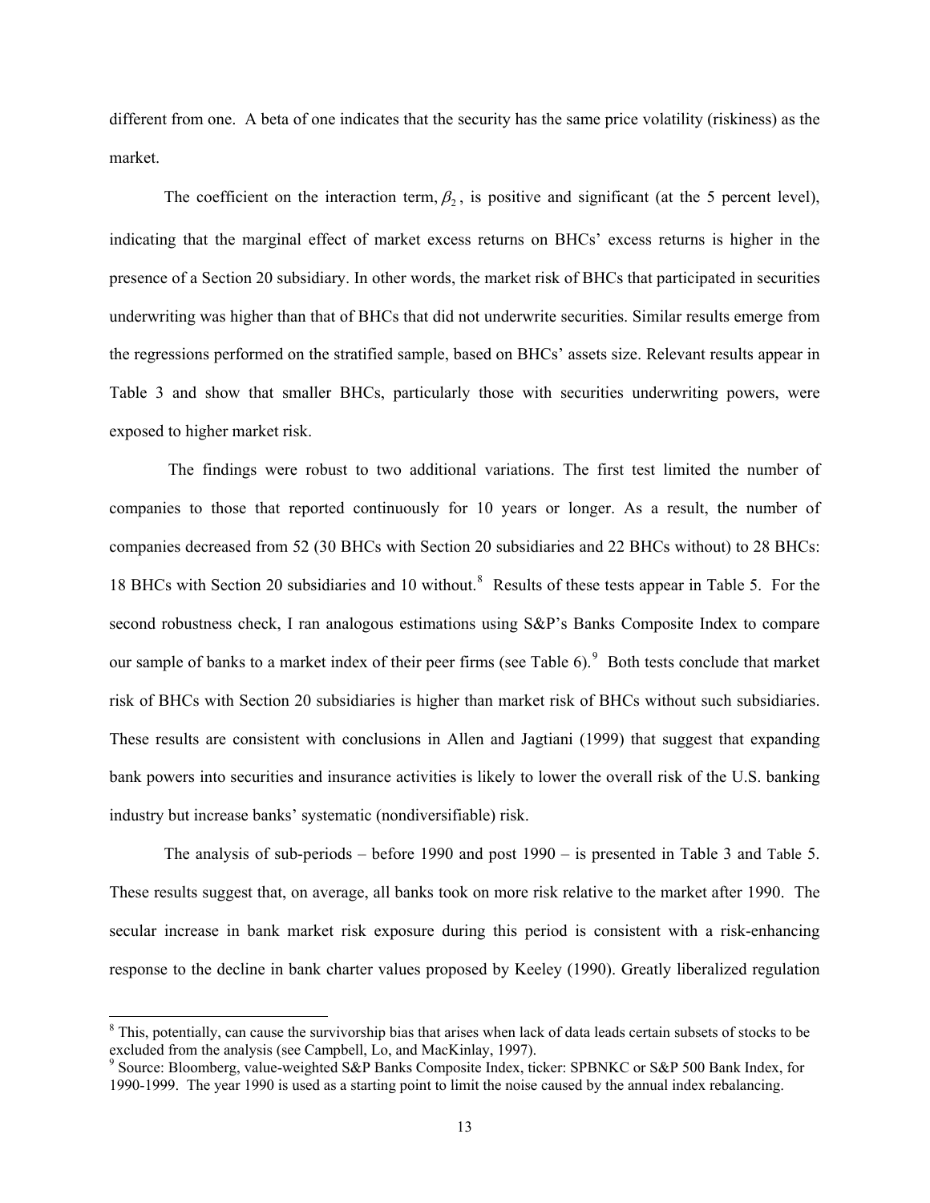different from one. A beta of one indicates that the security has the same price volatility (riskiness) as the market.

The coefficient on the interaction term, $\beta_2$, is positive and significant (at the 5 percent level), indicating that the marginal effect of market excess returns on BHCs' excess returns is higher in the presence of a Section 20 subsidiary. In other words, the market risk of BHCs that participated in securities underwriting was higher than that of BHCs that did not underwrite securities. Similar results emerge from the regressions performed on the stratified sample, based on BHCs' assets size. Relevant results appear in Table 3 and show that smaller BHCs, particularly those with securities underwriting powers, were exposed to higher market risk.

The findings were robust to two additional variations. The first test limited the number of companies to those that reported continuously for 10 years or longer. As a result, the number of companies decreased from 52 (30 BHCs with Section 20 subsidiaries and 22 BHCs without) to 28 BHCs: 18 BHCs with Section 20 subsidiaries and 10 without.[8] Results of these tests appear in Table 5. For the second robustness check, I ran analogous estimations using S&P's Banks Composite Index to compare our sample of banks to a market index of their peer firms (see Table 6).[9] Both tests conclude that market risk of BHCs with Section 20 subsidiaries is higher than market risk of BHCs without such subsidiaries. These results are consistent with conclusions in Allen and Jagtiani (1999) that suggest that expanding bank powers into securities and insurance activities is likely to lower the overall risk of the U.S. banking industry but increase banks' systematic (nondiversifiable) risk.

The analysis of sub-periods – before 1990 and post 1990 – is presented in Table 3 and Table 5. These results suggest that, on average, all banks took on more risk relative to the market after 1990. The secular increase in bank market risk exposure during this period is consistent with a risk-enhancing response to the decline in bank charter values proposed by Keeley (1990). Greatly liberalized regulation

[8] This, potentially, can cause the survivorship bias that arises when lack of data leads certain subsets of stocks to be excluded from the analysis (see Campbell, Lo, and MacKinlay, 1997).

[9] Source: Bloomberg, value-weighted S&P Banks Composite Index, ticker: SPBNKC or S&P 500 Bank Index, for 1990-1999. The year 1990 is used as a starting point to limit the noise caused by the annual index rebalancing.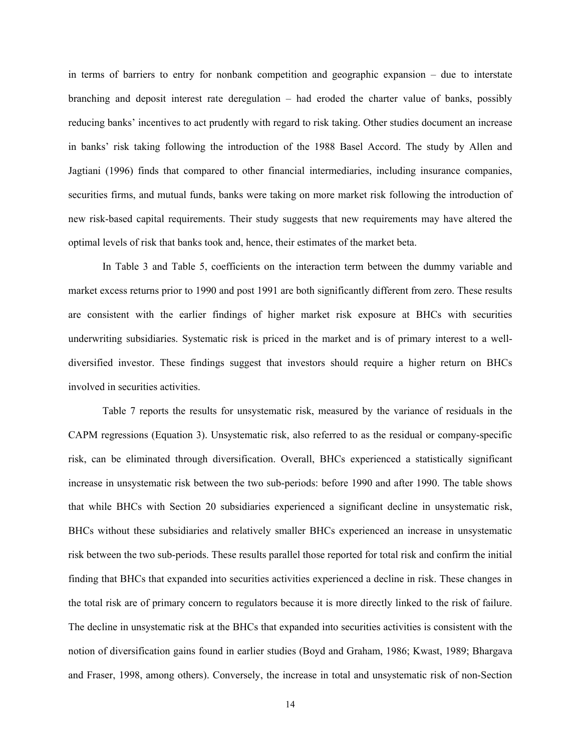in terms of barriers to entry for nonbank competition and geographic expansion – due to interstate branching and deposit interest rate deregulation – had eroded the charter value of banks, possibly reducing banks' incentives to act prudently with regard to risk taking. Other studies document an increase in banks' risk taking following the introduction of the 1988 Basel Accord. The study by Allen and Jagtiani (1996) finds that compared to other financial intermediaries, including insurance companies, securities firms, and mutual funds, banks were taking on more market risk following the introduction of new risk-based capital requirements. Their study suggests that new requirements may have altered the optimal levels of risk that banks took and, hence, their estimates of the market beta.

In Table 3 and Table 5, coefficients on the interaction term between the dummy variable and market excess returns prior to 1990 and post 1991 are both significantly different from zero. These results are consistent with the earlier findings of higher market risk exposure at BHCs with securities underwriting subsidiaries. Systematic risk is priced in the market and is of primary interest to a well-diversified investor. These findings suggest that investors should require a higher return on BHCs involved in securities activities.

Table 7 reports the results for unsystematic risk, measured by the variance of residuals in the CAPM regressions (Equation 3). Unsystematic risk, also referred to as the residual or company-specific risk, can be eliminated through diversification. Overall, BHCs experienced a statistically significant increase in unsystematic risk between the two sub-periods: before 1990 and after 1990. The table shows that while BHCs with Section 20 subsidiaries experienced a significant decline in unsystematic risk, BHCs without these subsidiaries and relatively smaller BHCs experienced an increase in unsystematic risk between the two sub-periods. These results parallel those reported for total risk and confirm the initial finding that BHCs that expanded into securities activities experienced a decline in risk. These changes in the total risk are of primary concern to regulators because it is more directly linked to the risk of failure. The decline in unsystematic risk at the BHCs that expanded into securities activities is consistent with the notion of diversification gains found in earlier studies (Boyd and Graham, 1986; Kwast, 1989; Bhargava and Fraser, 1998, among others). Conversely, the increase in total and unsystematic risk of non-Section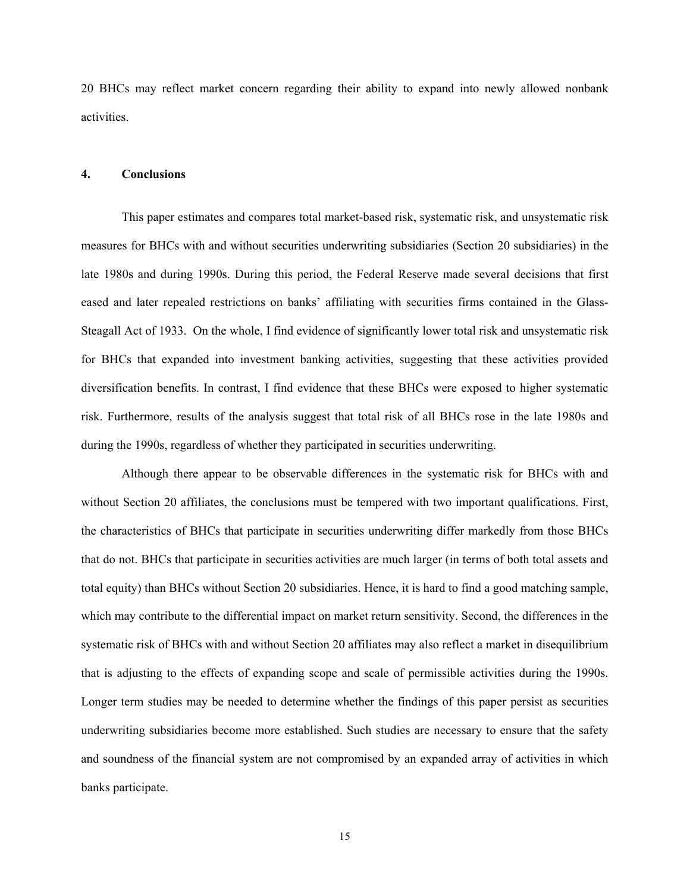20 BHCs may reflect market concern regarding their ability to expand into newly allowed nonbank activities.

## 4. Conclusions

This paper estimates and compares total market-based risk, systematic risk, and unsystematic risk measures for BHCs with and without securities underwriting subsidiaries (Section 20 subsidiaries) in the late 1980s and during 1990s. During this period, the Federal Reserve made several decisions that first eased and later repealed restrictions on banks' affiliating with securities firms contained in the Glass-Steagall Act of 1933. On the whole, I find evidence of significantly lower total risk and unsystematic risk for BHCs that expanded into investment banking activities, suggesting that these activities provided diversification benefits. In contrast, I find evidence that these BHCs were exposed to higher systematic risk. Furthermore, results of the analysis suggest that total risk of all BHCs rose in the late 1980s and during the 1990s, regardless of whether they participated in securities underwriting.

Although there appear to be observable differences in the systematic risk for BHCs with and without Section 20 affiliates, the conclusions must be tempered with two important qualifications. First, the characteristics of BHCs that participate in securities underwriting differ markedly from those BHCs that do not. BHCs that participate in securities activities are much larger (in terms of both total assets and total equity) than BHCs without Section 20 subsidiaries. Hence, it is hard to find a good matching sample, which may contribute to the differential impact on market return sensitivity. Second, the differences in the systematic risk of BHCs with and without Section 20 affiliates may also reflect a market in disequilibrium that is adjusting to the effects of expanding scope and scale of permissible activities during the 1990s. Longer term studies may be needed to determine whether the findings of this paper persist as securities underwriting subsidiaries become more established. Such studies are necessary to ensure that the safety and soundness of the financial system are not compromised by an expanded array of activities in which banks participate.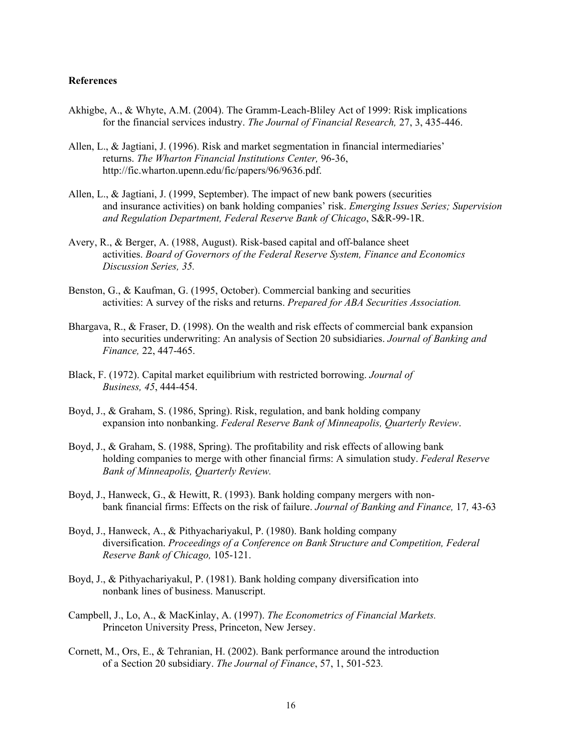**References**

Akhigbe, A., & Whyte, A.M. (2004). The Gramm-Leach-Bliley Act of 1999: Risk implications for the financial services industry. *The Journal of Financial Research,* 27, 3, 435-446.

Allen, L., & Jagtiani, J. (1996). Risk and market segmentation in financial intermediaries' returns. *The Wharton Financial Institutions Center,* 96-36, http://fic.wharton.upenn.edu/fic/papers/96/9636.pdf.

Allen, L., & Jagtiani, J. (1999, September). The impact of new bank powers (securities and insurance activities) on bank holding companies' risk. *Emerging Issues Series; Supervision and Regulation Department, Federal Reserve Bank of Chicago*, S&R-99-1R.

Avery, R., & Berger, A. (1988, August). Risk-based capital and off-balance sheet activities. *Board of Governors of the Federal Reserve System, Finance and Economics Discussion Series, 35.*

Benston, G., & Kaufman, G. (1995, October). Commercial banking and securities activities: A survey of the risks and returns. *Prepared for ABA Securities Association.*

Bhargava, R., & Fraser, D. (1998). On the wealth and risk effects of commercial bank expansion into securities underwriting: An analysis of Section 20 subsidiaries. *Journal of Banking and Finance,* 22, 447-465.

Black, F. (1972). Capital market equilibrium with restricted borrowing. *Journal of Business, 45*, 444-454.

Boyd, J., & Graham, S. (1986, Spring). Risk, regulation, and bank holding company expansion into nonbanking. *Federal Reserve Bank of Minneapolis, Quarterly Review*.

Boyd, J., & Graham, S. (1988, Spring). The profitability and risk effects of allowing bank holding companies to merge with other financial firms: A simulation study. *Federal Reserve Bank of Minneapolis, Quarterly Review.*

Boyd, J., Hanweck, G., & Hewitt, R. (1993). Bank holding company mergers with non-bank financial firms: Effects on the risk of failure. *Journal of Banking and Finance,* 17*,* 43-63

Boyd, J., Hanweck, A., & Pithyachariyakul, P. (1980). Bank holding company diversification. *Proceedings of a Conference on Bank Structure and Competition, Federal Reserve Bank of Chicago,* 105-121.

Boyd, J., & Pithyachariyakul, P. (1981). Bank holding company diversification into nonbank lines of business. Manuscript.

Campbell, J., Lo, A., & MacKinlay, A. (1997). *The Econometrics of Financial Markets.* Princeton University Press, Princeton, New Jersey.

Cornett, M., Ors, E., & Tehranian, H. (2002). Bank performance around the introduction of a Section 20 subsidiary. *The Journal of Finance*, 57, 1, 501-523*.*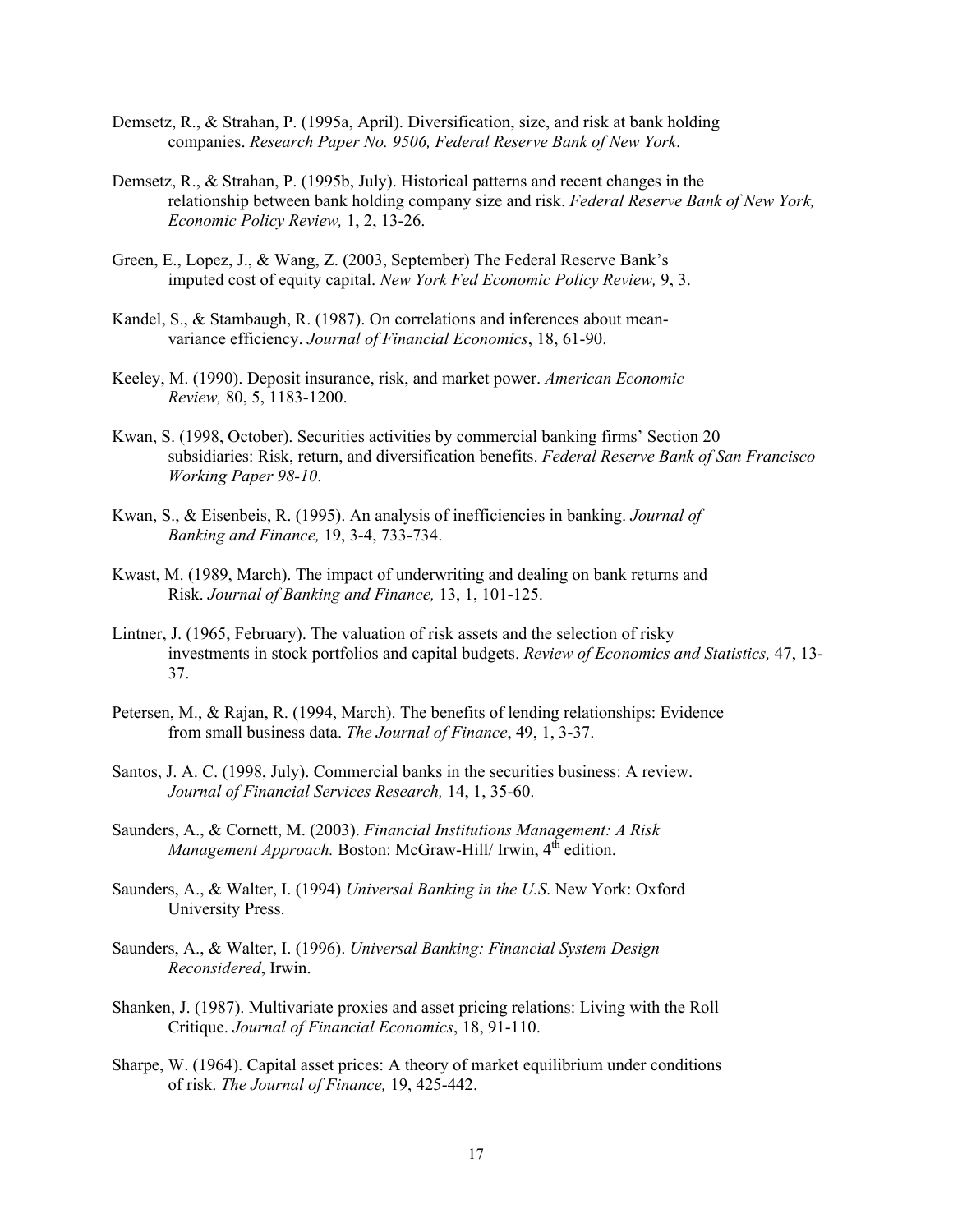Demsetz, R., & Strahan, P. (1995a, April). Diversification, size, and risk at bank holding companies. *Research Paper No. 9506, Federal Reserve Bank of New York*.

Demsetz, R., & Strahan, P. (1995b, July). Historical patterns and recent changes in the relationship between bank holding company size and risk. *Federal Reserve Bank of New York, Economic Policy Review,* 1, 2, 13-26.

Green, E., Lopez, J., & Wang, Z. (2003, September) The Federal Reserve Bank's imputed cost of equity capital. *New York Fed Economic Policy Review,* 9, 3.

Kandel, S., & Stambaugh, R. (1987). On correlations and inferences about mean-variance efficiency. *Journal of Financial Economics*, 18, 61-90.

Keeley, M. (1990). Deposit insurance, risk, and market power. *American Economic Review,* 80, 5, 1183-1200.

Kwan, S. (1998, October). Securities activities by commercial banking firms' Section 20 subsidiaries: Risk, return, and diversification benefits. *Federal Reserve Bank of San Francisco Working Paper 98-10*.

Kwan, S., & Eisenbeis, R. (1995). An analysis of inefficiencies in banking. *Journal of Banking and Finance,* 19, 3-4, 733-734.

Kwast, M. (1989, March). The impact of underwriting and dealing on bank returns and Risk. *Journal of Banking and Finance,* 13, 1, 101-125.

Lintner, J. (1965, February). The valuation of risk assets and the selection of risky investments in stock portfolios and capital budgets. *Review of Economics and Statistics,* 47, 13-37.

Petersen, M., & Rajan, R. (1994, March). The benefits of lending relationships: Evidence from small business data. *The Journal of Finance*, 49, 1, 3-37.

Santos, J. A. C. (1998, July). Commercial banks in the securities business: A review. *Journal of Financial Services Research,* 14, 1, 35-60.

Saunders, A., & Cornett, M. (2003). *Financial Institutions Management: A Risk Management Approach.* Boston: McGraw-Hill/ Irwin, 4th edition.

Saunders, A., & Walter, I. (1994) *Universal Banking in the U.S*. New York: Oxford University Press.

Saunders, A., & Walter, I. (1996). *Universal Banking: Financial System Design Reconsidered*, Irwin.

Shanken, J. (1987). Multivariate proxies and asset pricing relations: Living with the Roll Critique. *Journal of Financial Economics*, 18, 91-110.

Sharpe, W. (1964). Capital asset prices: A theory of market equilibrium under conditions of risk. *The Journal of Finance,* 19, 425-442.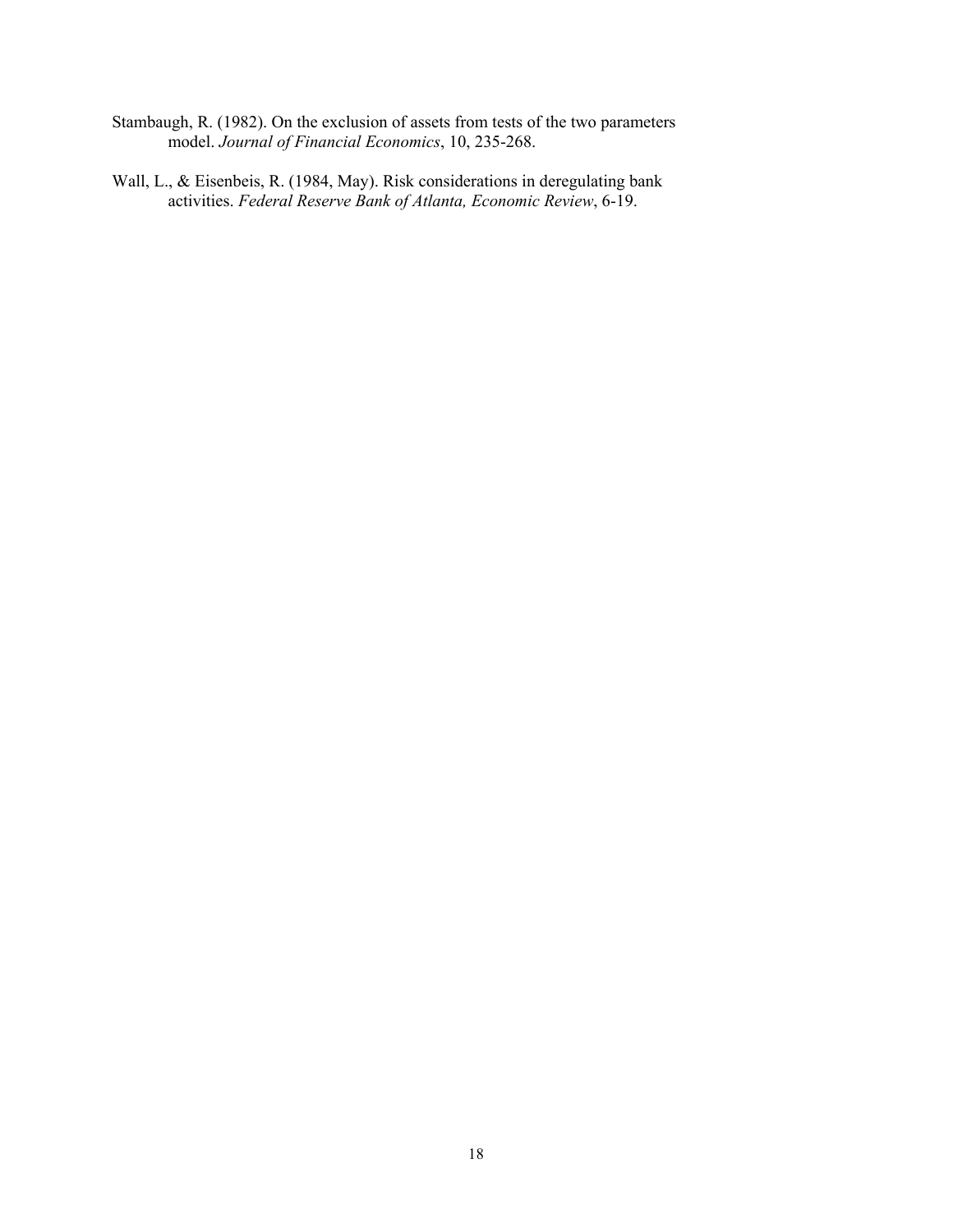Stambaugh, R. (1982). On the exclusion of assets from tests of the two parameters model. *Journal of Financial Economics*, 10, 235-268.

Wall, L., & Eisenbeis, R. (1984, May). Risk considerations in deregulating bank activities. *Federal Reserve Bank of Atlanta, Economic Review*, 6-19.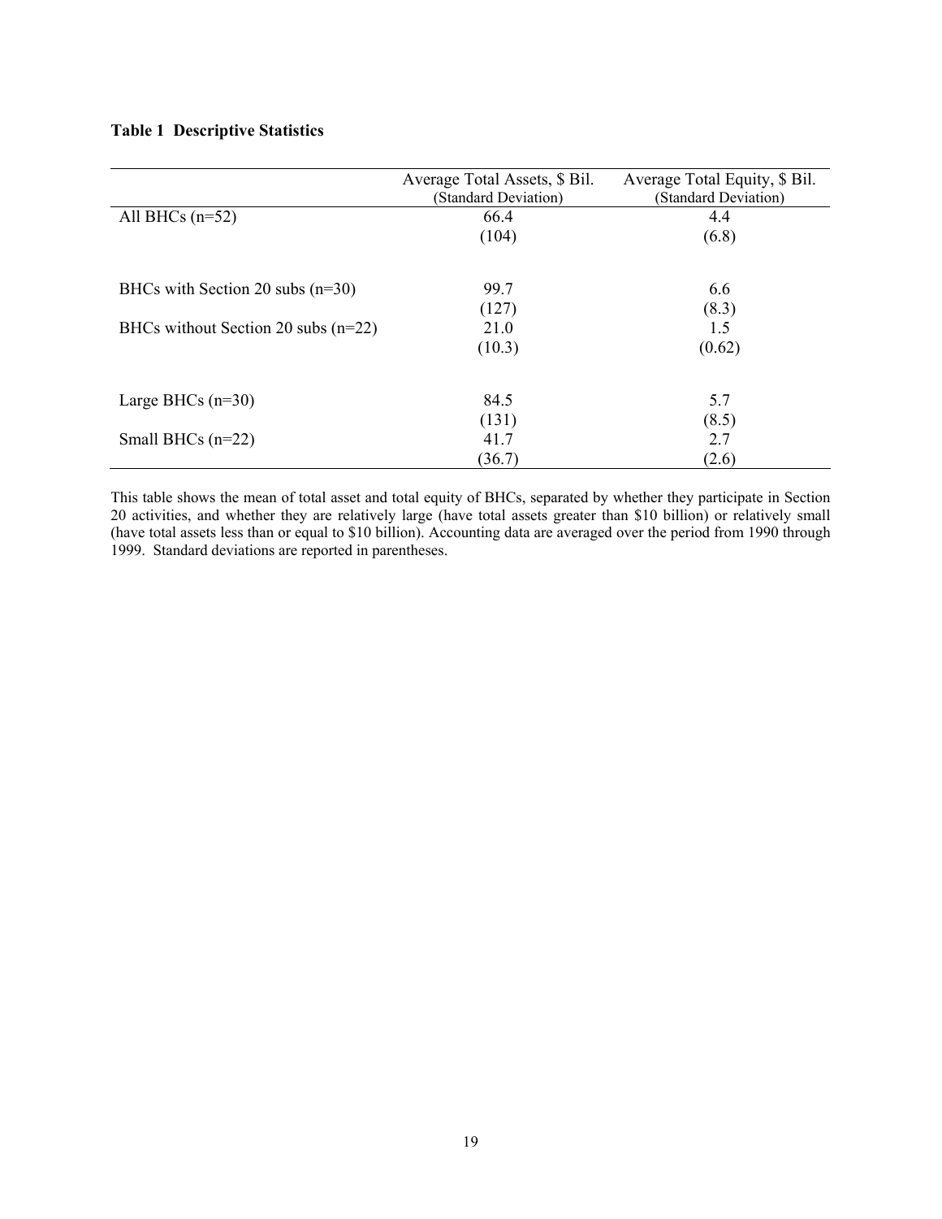**Table 1 Descriptive Statistics**

| | Average Total Assets, $ Bil. (Standard Deviation) | Average Total Equity, $ Bil. (Standard Deviation) |
|---|---|---|
| All BHCs (n=52) | 66.4 | 4.4 |
| | (104) | (6.8) |
| BHCs with Section 20 subs (n=30) | 99.7 | 6.6 |
| | (127) | (8.3) |
| BHCs without Section 20 subs (n=22) | 21.0 | 1.5 |
| | (10.3) | (0.62) |
| Large BHCs (n=30) | 84.5 | 5.7 |
| | (131) | (8.5) |
| Small BHCs (n=22) | 41.7 | 2.7 |
| | (36.7) | (2.6) |

This table shows the mean of total asset and total equity of BHCs, separated by whether they participate in Section 20 activities, and whether they are relatively large (have total assets greater than $10 billion) or relatively small (have total assets less than or equal to $10 billion). Accounting data are averaged over the period from 1990 through 1999. Standard deviations are reported in parentheses.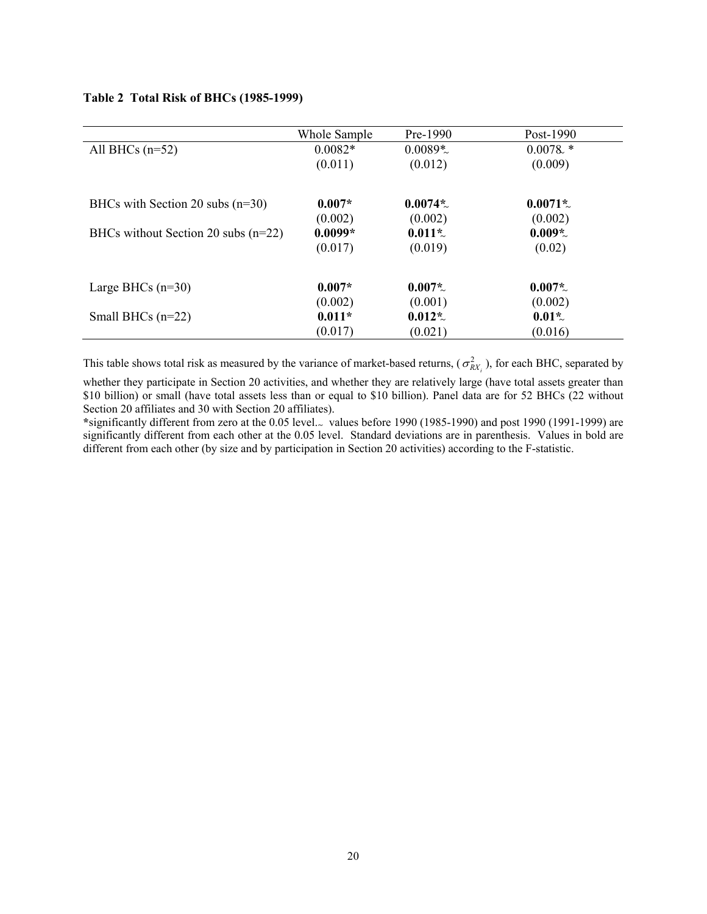**Table 2 Total Risk of BHCs (1985-1999)**

| | Whole Sample | Pre-1990 | Post-1990 |
|---|---|---|---|
| All BHCs (n=52) | 0.0082* | 0.0089*~ | 0.0078~ * |
| | (0.011) | (0.012) | (0.009) |
| | | | |
| BHCs with Section 20 subs (n=30) | **0.007*** | **0.0074*~** | **0.0071*~** |
| | (0.002) | (0.002) | (0.002) |
| BHCs without Section 20 subs (n=22) | **0.0099*** | **0.011*~** | **0.009*~** |
| | (0.017) | (0.019) | (0.02) |
| | | | |
| Large BHCs (n=30) | **0.007*** | **0.007*~** | **0.007*~** |
| | (0.002) | (0.001) | (0.002) |
| Small BHCs (n=22) | **0.011*** | **0.012*~** | **0.01*~** |
| | (0.017) | (0.021) | (0.016) |

This table shows total risk as measured by the variance of market-based returns, ($\sigma^2_{RX_i}$), for each BHC, separated by whether they participate in Section 20 activities, and whether they are relatively large (have total assets greater than $10 billion) or small (have total assets less than or equal to $10 billion). Panel data are for 52 BHCs (22 without Section 20 affiliates and 30 with Section 20 affiliates).

*significantly different from zero at the 0.05 level.~ values before 1990 (1985-1990) and post 1990 (1991-1999) are significantly different from each other at the 0.05 level. Standard deviations are in parenthesis. Values in bold are different from each other (by size and by participation in Section 20 activities) according to the F-statistic.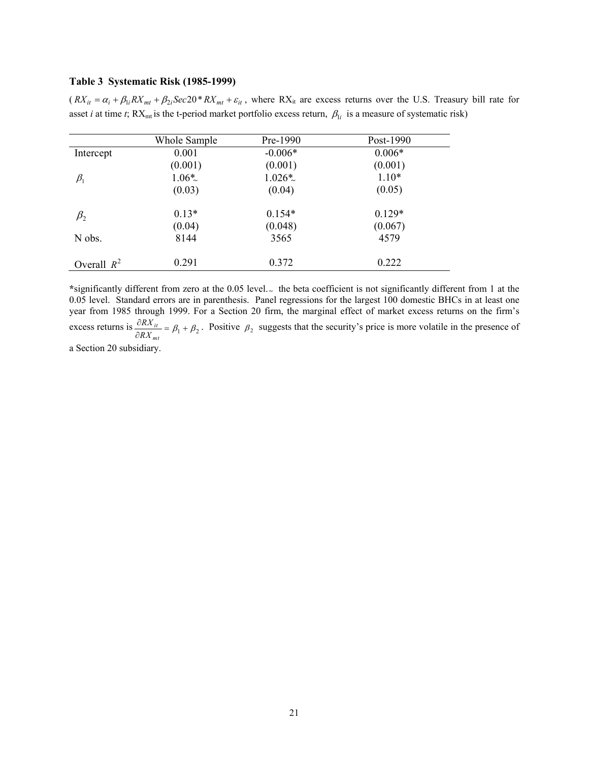**Table 3 Systematic Risk (1985-1999)**

( $RX_{it} = \alpha_i + \beta_{1i} RX_{mt} + \beta_{2i} Sec20 * RX_{mt} + \varepsilon_{it}$ , where $RX_{it}$ are excess returns over the U.S. Treasury bill rate for asset *i* at time *t*; $RX_{mt}$ is the t-period market portfolio excess return, $\beta_{1i}$ is a measure of systematic risk)

| | Whole Sample | Pre-1990 | Post-1990 |
|---|---|---|---|
| Intercept | 0.001 | -0.006* | 0.006* |
| | (0.001) | (0.001) | (0.001) |
| $\beta_1$ | 1.06*~ | 1.026*~ | 1.10* |
| | (0.03) | (0.04) | (0.05) |
| $\beta_2$ | 0.13* | 0.154* | 0.129* |
| | (0.04) | (0.048) | (0.067) |
| N obs. | 8144 | 3565 | 4579 |
| Overall $R^2$ | 0.291 | 0.372 | 0.222 |

*significantly different from zero at the 0.05 level. ~ the beta coefficient is not significantly different from 1 at the 0.05 level. Standard errors are in parenthesis. Panel regressions for the largest 100 domestic BHCs in at least one year from 1985 through 1999. For a Section 20 firm, the marginal effect of market excess returns on the firm's excess returns is $\frac{\partial RX_{it}}{\partial RX_{mt}} = \beta_1 + \beta_2$. Positive $\beta_2$ suggests that the security's price is more volatile in the presence of a Section 20 subsidiary.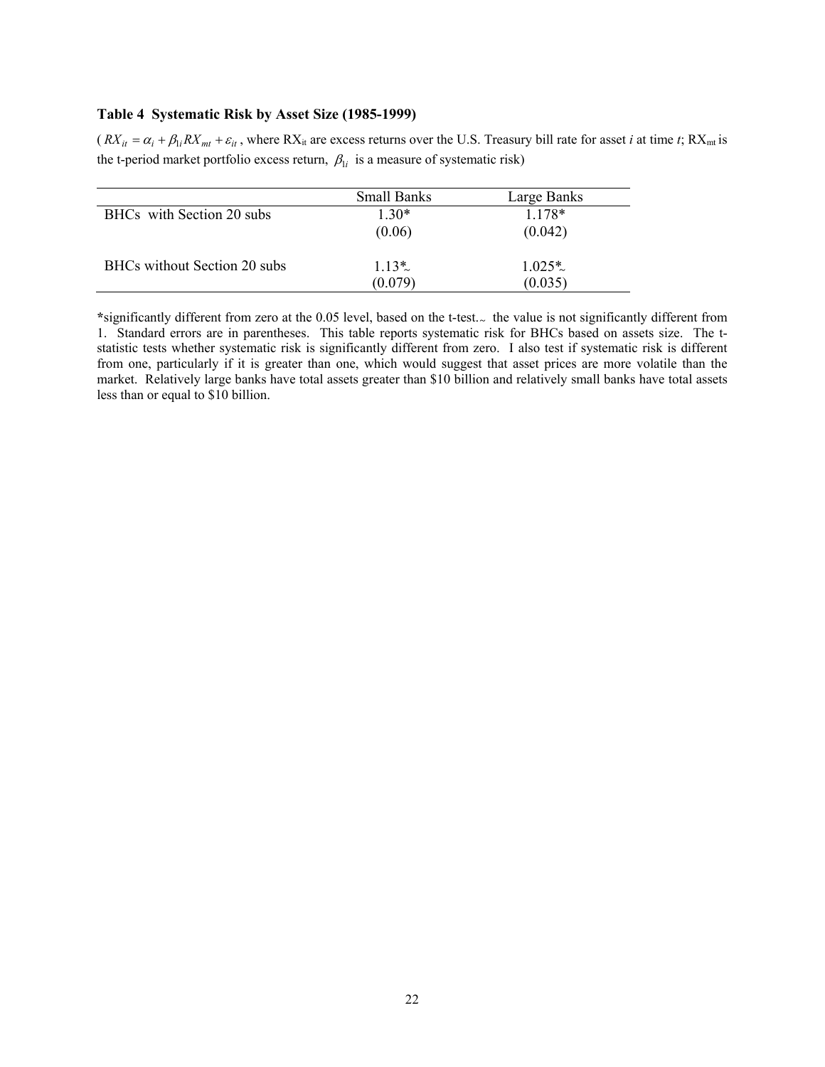**Table 4 Systematic Risk by Asset Size (1985-1999)**

( $RX_{it} = \alpha_i + \beta_{1i} RX_{mt} + \varepsilon_{it}$ , where $RX_{it}$ are excess returns over the U.S. Treasury bill rate for asset *i* at time *t*; $RX_{mt}$ is the t-period market portfolio excess return, $\beta_{1i}$ is a measure of systematic risk)

| | Small Banks | Large Banks |
|---|---|---|
| BHCs with Section 20 subs | 1.30* | 1.178* |
| | (0.06) | (0.042) |
| BHCs without Section 20 subs | 1.13*~ | 1.025*~ |
| | (0.079) | (0.035) |

*significantly different from zero at the 0.05 level, based on the t-test. ~ the value is not significantly different from 1. Standard errors are in parentheses. This table reports systematic risk for BHCs based on assets size. The t-statistic tests whether systematic risk is significantly different from zero. I also test if systematic risk is different from one, particularly if it is greater than one, which would suggest that asset prices are more volatile than the market. Relatively large banks have total assets greater than $10 billion and relatively small banks have total assets less than or equal to $10 billion.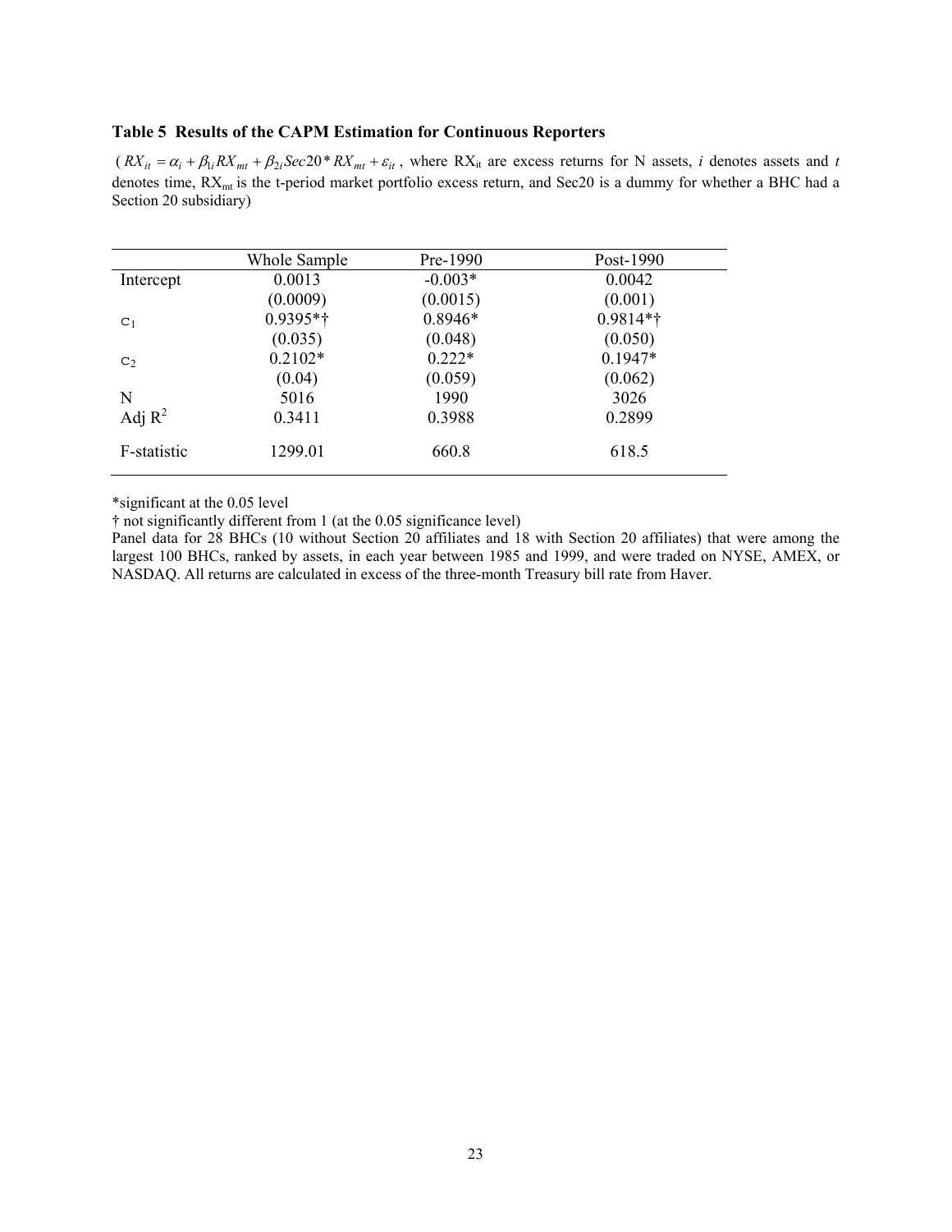**Table 5 Results of the CAPM Estimation for Continuous Reporters**

($RX_{it} = \alpha_i + \beta_{1i} RX_{mt} + \beta_{2i} Sec20 * RX_{mt} + \varepsilon_{it}$, where $RX_{it}$ are excess returns for N assets, *i* denotes assets and *t* denotes time, $RX_{mt}$ is the t-period market portfolio excess return, and Sec20 is a dummy for whether a BHC had a Section 20 subsidiary)

| | Whole Sample | Pre-1990 | Post-1990 |
|---|---|---|---|
| Intercept | 0.0013 | -0.003* | 0.0042 |
| | (0.0009) | (0.0015) | (0.001) |
| $c_1$ | 0.9395*† | 0.8946* | 0.9814*† |
| | (0.035) | (0.048) | (0.050) |
| $c_2$ | 0.2102* | 0.222* | 0.1947* |
| | (0.04) | (0.059) | (0.062) |
| N | 5016 | 1990 | 3026 |
| Adj $R^2$ | 0.3411 | 0.3988 | 0.2899 |
| F-statistic | 1299.01 | 660.8 | 618.5 |

*significant at the 0.05 level

† not significantly different from 1 (at the 0.05 significance level)

Panel data for 28 BHCs (10 without Section 20 affiliates and 18 with Section 20 affiliates) that were among the largest 100 BHCs, ranked by assets, in each year between 1985 and 1999, and were traded on NYSE, AMEX, or NASDAQ. All returns are calculated in excess of the three-month Treasury bill rate from Haver.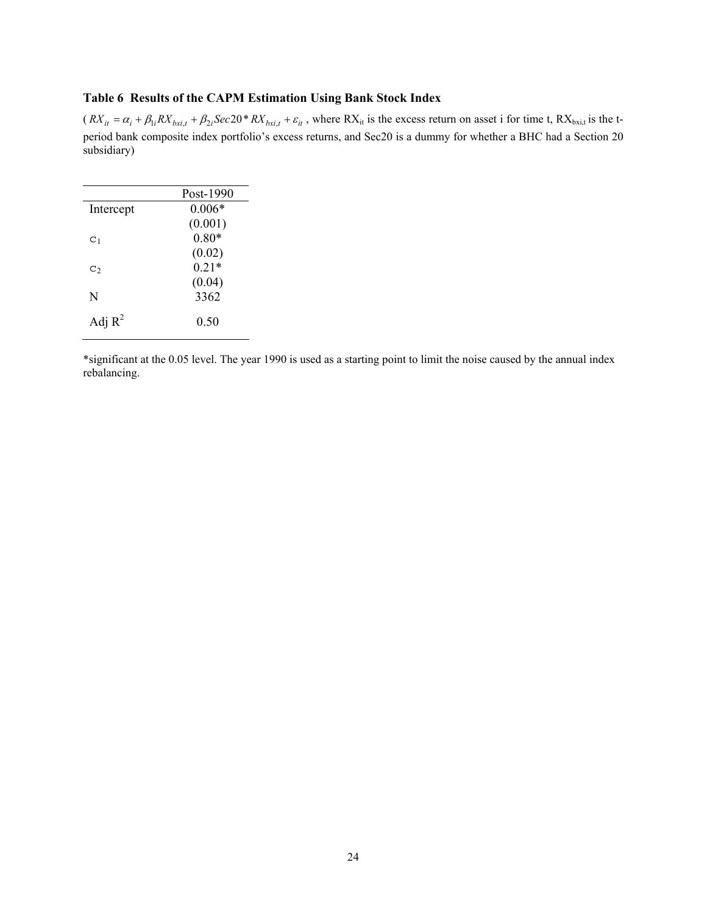**Table 6 Results of the CAPM Estimation Using Bank Stock Index**

( $RX_{it} = \alpha_i + \beta_{1i} RX_{bxi,t} + \beta_{2i} Sec20 * RX_{bxi,t} + \varepsilon_{it}$ , where $RX_{it}$ is the excess return on asset i for time t, $RX_{bxi,t}$ is the t-period bank composite index portfolio's excess returns, and Sec20 is a dummy for whether a BHC had a Section 20 subsidiary)

| | Post-1990 |
|---|---|
| Intercept | 0.006* |
| | (0.001) |
| $c_1$ | 0.80* |
| | (0.02) |
| $c_2$ | 0.21* |
| | (0.04) |
| N | 3362 |
| Adj $R^2$ | 0.50 |

*significant at the 0.05 level. The year 1990 is used as a starting point to limit the noise caused by the annual index rebalancing.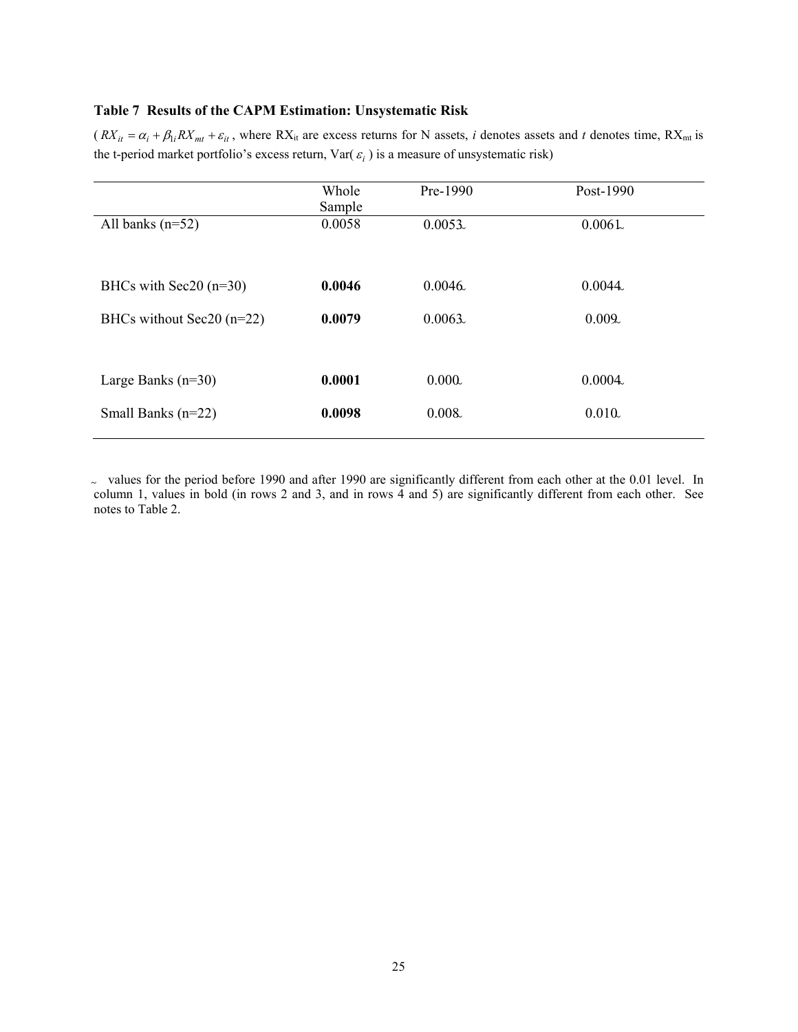**Table 7 Results of the CAPM Estimation: Unsystematic Risk**

( $RX_{it} = \alpha_i + \beta_{1i} RX_{mt} + \varepsilon_{it}$ , where $RX_{it}$ are excess returns for N assets, *i* denotes assets and *t* denotes time, $RX_{mt}$ is the t-period market portfolio's excess return, Var( $\varepsilon_i$ ) is a measure of unsystematic risk)

| | Whole Sample | Pre-1990 | Post-1990 |
|---|---|---|---|
| All banks (n=52) | 0.0058 | 0.0053~ | 0.0061~ |
| BHCs with Sec20 (n=30) | **0.0046** | 0.0046~ | 0.0044~ |
| BHCs without Sec20 (n=22) | **0.0079** | 0.0063~ | 0.009~ |
| Large Banks (n=30) | **0.0001** | 0.000~ | 0.0004~ |
| Small Banks (n=22) | **0.0098** | 0.008~ | 0.010~ |

~ values for the period before 1990 and after 1990 are significantly different from each other at the 0.01 level. In column 1, values in bold (in rows 2 and 3, and in rows 4 and 5) are significantly different from each other. See notes to Table 2.